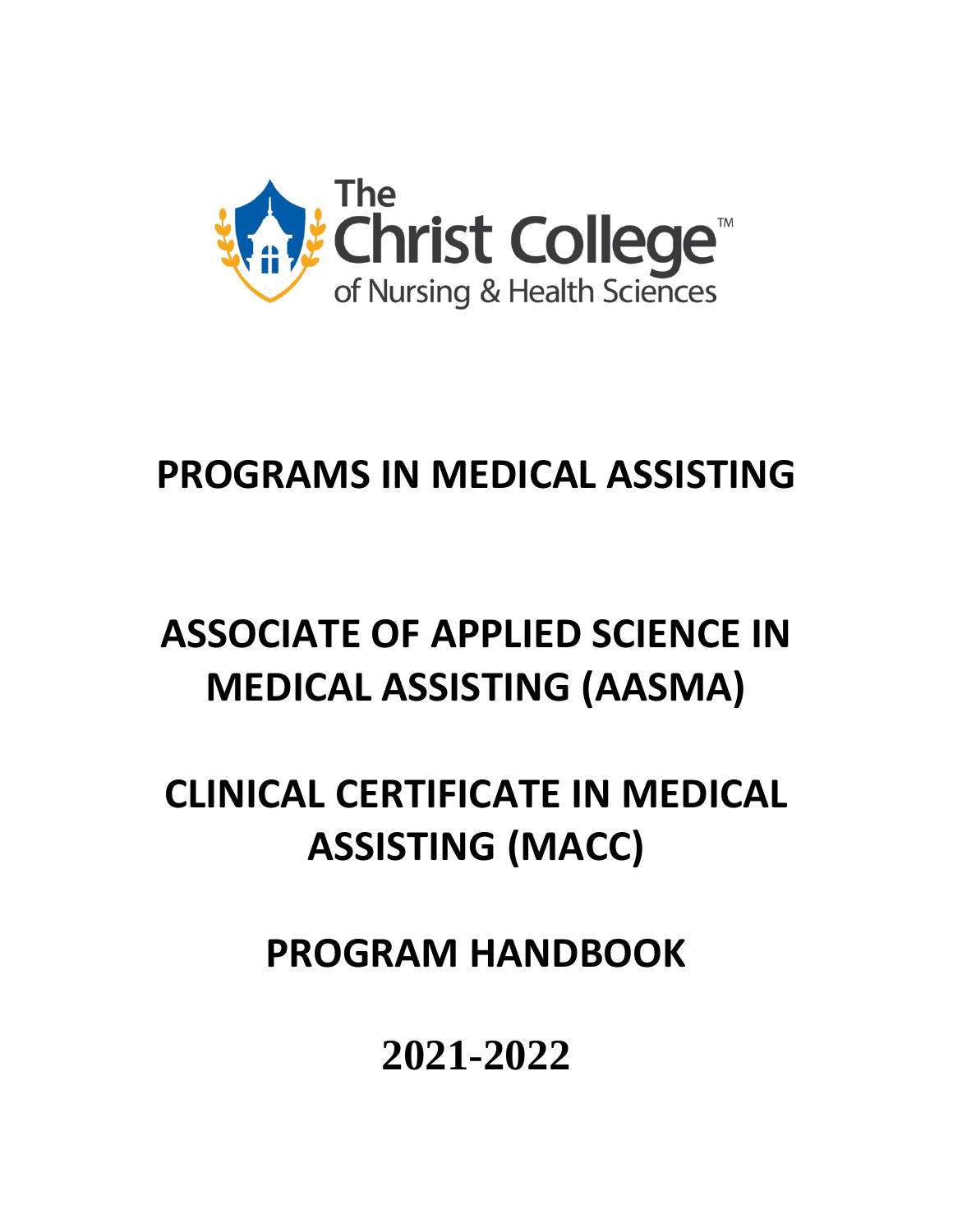The Christ College™
of Nursing & Health Sciences

# PROGRAMS IN MEDICAL ASSISTING

# ASSOCIATE OF APPLIED SCIENCE IN MEDICAL ASSISTING (AASMA)

# CLINICAL CERTIFICATE IN MEDICAL ASSISTING (MACC)

# PROGRAM HANDBOOK

# 2021-2022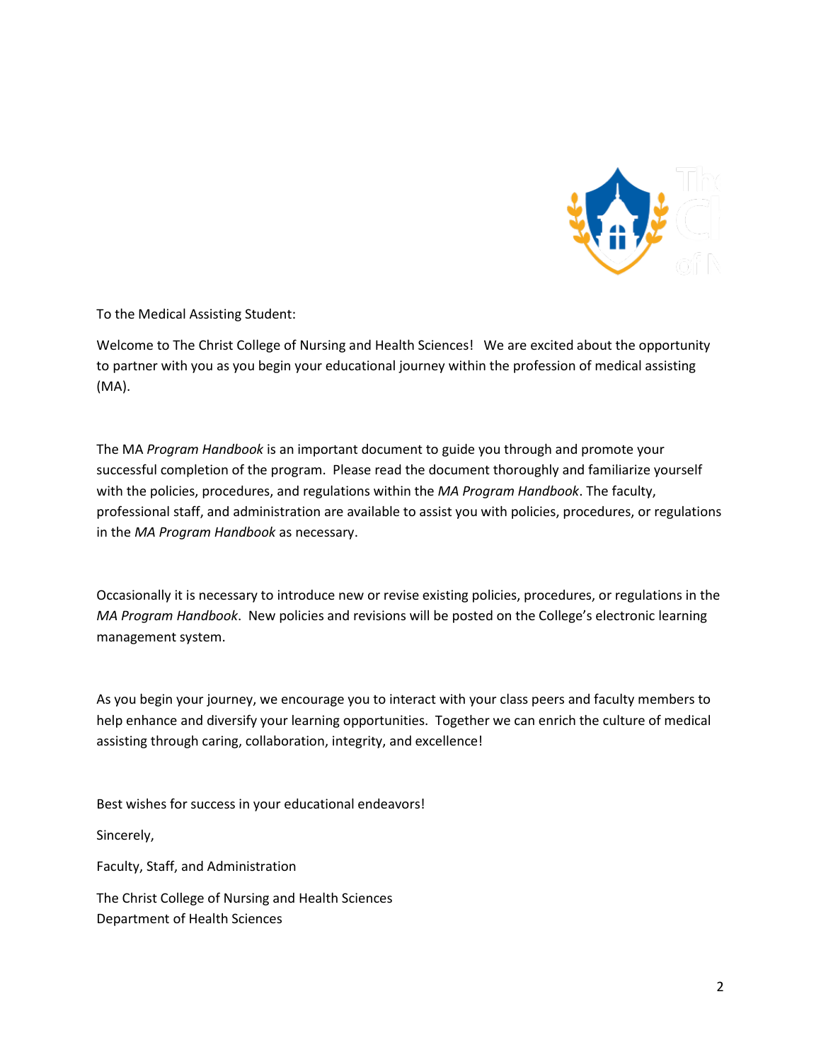To the Medical Assisting Student:

Welcome to The Christ College of Nursing and Health Sciences! We are excited about the opportunity to partner with you as you begin your educational journey within the profession of medical assisting (MA).

The MA *Program Handbook* is an important document to guide you through and promote your successful completion of the program. Please read the document thoroughly and familiarize yourself with the policies, procedures, and regulations within the *MA Program Handbook*. The faculty, professional staff, and administration are available to assist you with policies, procedures, or regulations in the *MA Program Handbook* as necessary.

Occasionally it is necessary to introduce new or revise existing policies, procedures, or regulations in the *MA Program Handbook*. New policies and revisions will be posted on the College's electronic learning management system.

As you begin your journey, we encourage you to interact with your class peers and faculty members to help enhance and diversify your learning opportunities. Together we can enrich the culture of medical assisting through caring, collaboration, integrity, and excellence!

Best wishes for success in your educational endeavors!

Sincerely,

Faculty, Staff, and Administration

The Christ College of Nursing and Health Sciences
Department of Health Sciences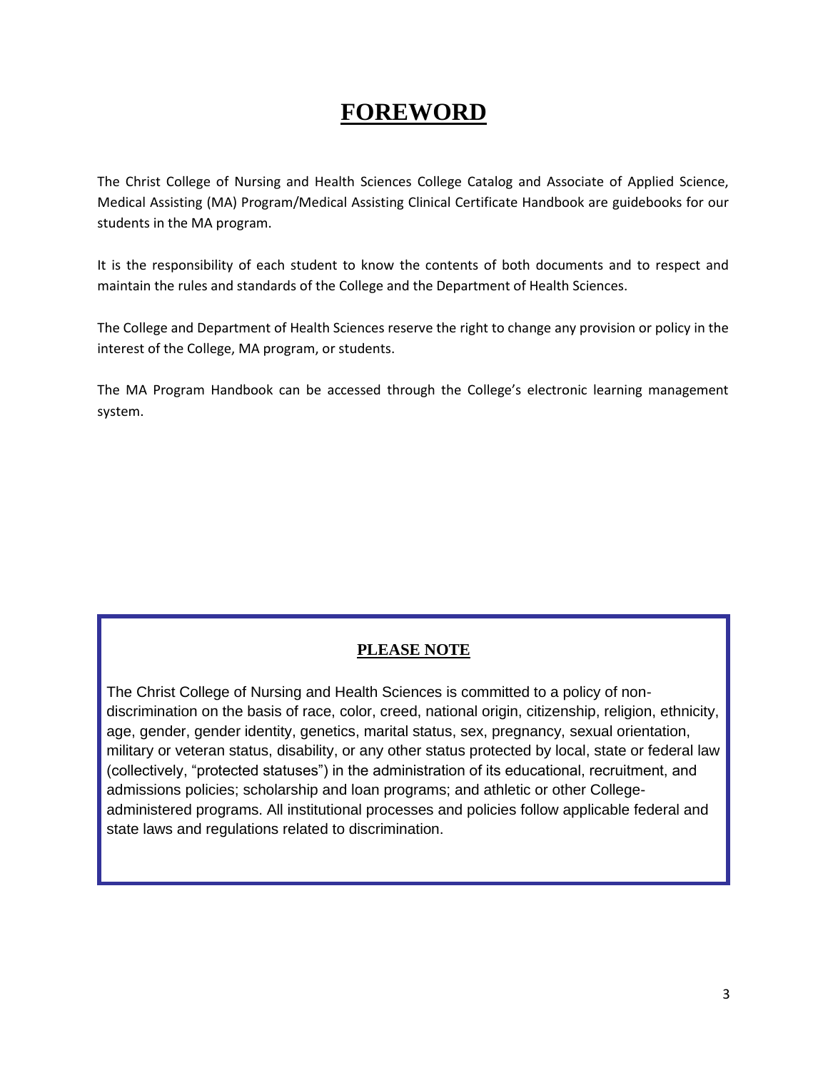# FOREWORD

The Christ College of Nursing and Health Sciences College Catalog and Associate of Applied Science, Medical Assisting (MA) Program/Medical Assisting Clinical Certificate Handbook are guidebooks for our students in the MA program.

It is the responsibility of each student to know the contents of both documents and to respect and maintain the rules and standards of the College and the Department of Health Sciences.

The College and Department of Health Sciences reserve the right to change any provision or policy in the interest of the College, MA program, or students.

The MA Program Handbook can be accessed through the College's electronic learning management system.

## PLEASE NOTE

The Christ College of Nursing and Health Sciences is committed to a policy of non-discrimination on the basis of race, color, creed, national origin, citizenship, religion, ethnicity, age, gender, gender identity, genetics, marital status, sex, pregnancy, sexual orientation, military or veteran status, disability, or any other status protected by local, state or federal law (collectively, "protected statuses") in the administration of its educational, recruitment, and admissions policies; scholarship and loan programs; and athletic or other College-administered programs. All institutional processes and policies follow applicable federal and state laws and regulations related to discrimination.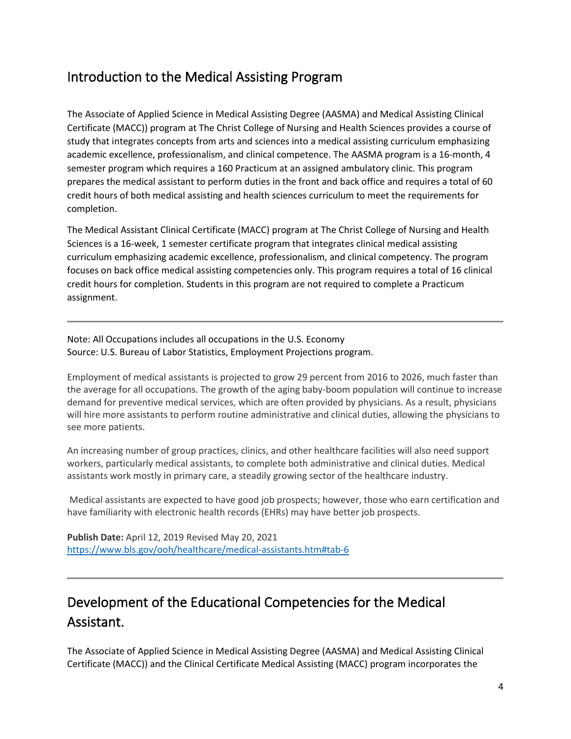## Introduction to the Medical Assisting Program

The Associate of Applied Science in Medical Assisting Degree (AASMA) and Medical Assisting Clinical Certificate (MACC)) program at The Christ College of Nursing and Health Sciences provides a course of study that integrates concepts from arts and sciences into a medical assisting curriculum emphasizing academic excellence, professionalism, and clinical competence. The AASMA program is a 16-month, 4 semester program which requires a 160 Practicum at an assigned ambulatory clinic. This program prepares the medical assistant to perform duties in the front and back office and requires a total of 60 credit hours of both medical assisting and health sciences curriculum to meet the requirements for completion.

The Medical Assistant Clinical Certificate (MACC) program at The Christ College of Nursing and Health Sciences is a 16-week, 1 semester certificate program that integrates clinical medical assisting curriculum emphasizing academic excellence, professionalism, and clinical competency. The program focuses on back office medical assisting competencies only. This program requires a total of 16 clinical credit hours for completion. Students in this program are not required to complete a Practicum assignment.

---

Note: All Occupations includes all occupations in the U.S. Economy
Source: U.S. Bureau of Labor Statistics, Employment Projections program.

Employment of medical assistants is projected to grow 29 percent from 2016 to 2026, much faster than the average for all occupations. The growth of the aging baby-boom population will continue to increase demand for preventive medical services, which are often provided by physicians. As a result, physicians will hire more assistants to perform routine administrative and clinical duties, allowing the physicians to see more patients.

An increasing number of group practices, clinics, and other healthcare facilities will also need support workers, particularly medical assistants, to complete both administrative and clinical duties. Medical assistants work mostly in primary care, a steadily growing sector of the healthcare industry.

Medical assistants are expected to have good job prospects; however, those who earn certification and have familiarity with electronic health records (EHRs) may have better job prospects.

**Publish Date:** April 12, 2019 Revised May 20, 2021
[https://www.bls.gov/ooh/healthcare/medical-assistants.htm#tab-6](https://www.bls.gov/ooh/healthcare/medical-assistants.htm#tab-6)

---

## Development of the Educational Competencies for the Medical Assistant.

The Associate of Applied Science in Medical Assisting Degree (AASMA) and Medical Assisting Clinical Certificate (MACC)) and the Clinical Certificate Medical Assisting (MACC) program incorporates the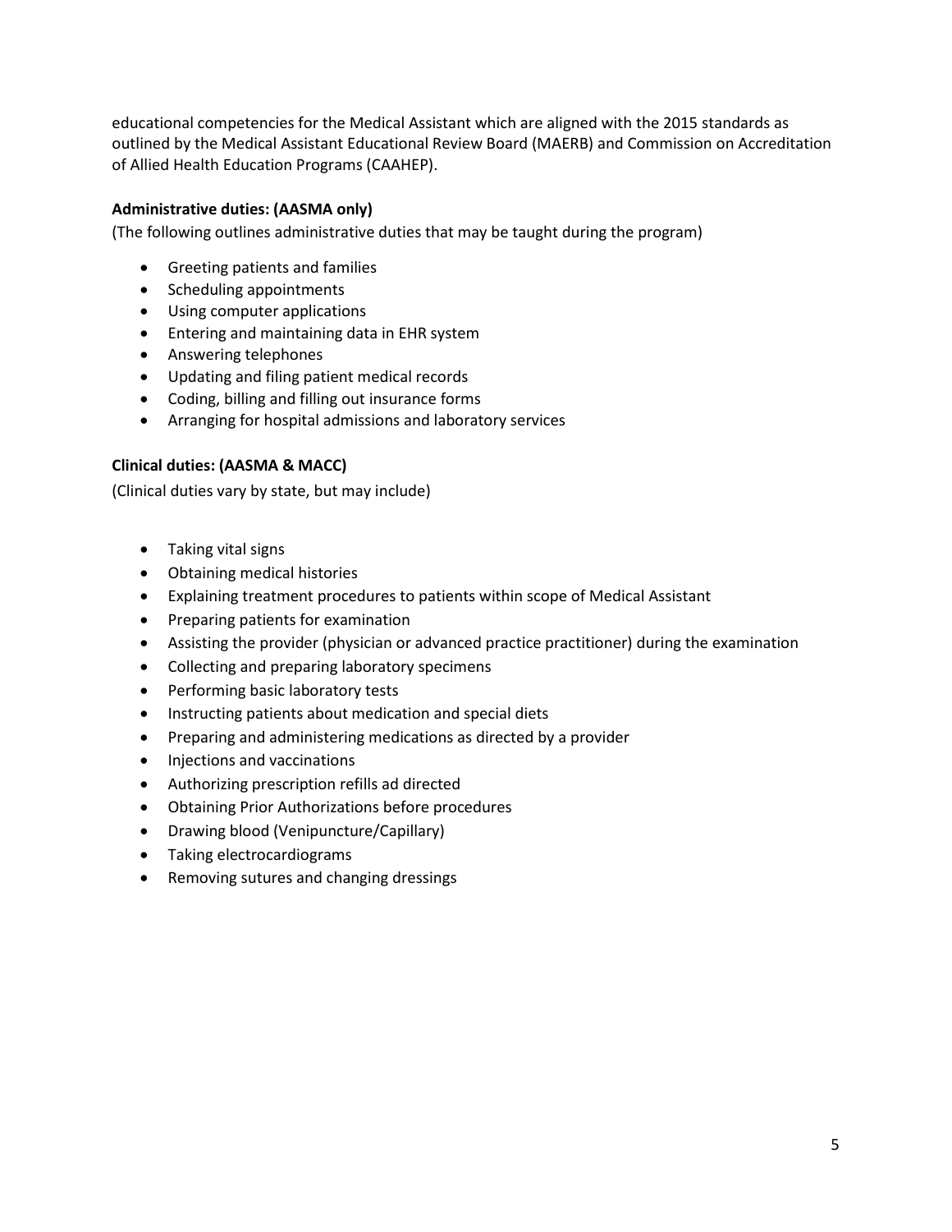educational competencies for the Medical Assistant which are aligned with the 2015 standards as outlined by the Medical Assistant Educational Review Board (MAERB) and Commission on Accreditation of Allied Health Education Programs (CAAHEP).

**Administrative duties: (AASMA only)**

(The following outlines administrative duties that may be taught during the program)

- Greeting patients and families
- Scheduling appointments
- Using computer applications
- Entering and maintaining data in EHR system
- Answering telephones
- Updating and filing patient medical records
- Coding, billing and filling out insurance forms
- Arranging for hospital admissions and laboratory services

**Clinical duties: (AASMA & MACC)**

(Clinical duties vary by state, but may include)

- Taking vital signs
- Obtaining medical histories
- Explaining treatment procedures to patients within scope of Medical Assistant
- Preparing patients for examination
- Assisting the provider (physician or advanced practice practitioner) during the examination
- Collecting and preparing laboratory specimens
- Performing basic laboratory tests
- Instructing patients about medication and special diets
- Preparing and administering medications as directed by a provider
- Injections and vaccinations
- Authorizing prescription refills ad directed
- Obtaining Prior Authorizations before procedures
- Drawing blood (Venipuncture/Capillary)
- Taking electrocardiograms
- Removing sutures and changing dressings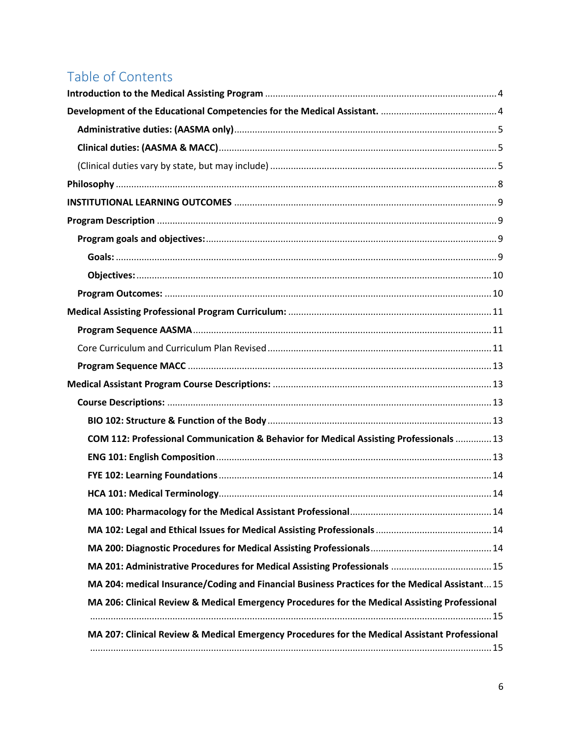# Table of Contents

**Introduction to the Medical Assisting Program** ........................................................................................ 4

**Development of the Educational Competencies for the Medical Assistant.** ............................................ 4

- **Administrative duties: (AASMA only)** .................................................................................... 5
- **Clinical duties: (AASMA & MACC)** ........................................................................................ 5
- (Clinical duties vary by state, but may include) ...................................................................... 5

**Philosophy** ................................................................................................................................ 8

**INSTITUTIONAL LEARNING OUTCOMES** ................................................................................... 9

**Program Description** ................................................................................................................. 9

- **Program goals and objectives:** ............................................................................................... 9
  - **Goals:** ................................................................................................................................ 9
  - **Objectives:** ....................................................................................................................... 10
- **Program Outcomes:** ............................................................................................................ 10

**Medical Assisting Professional Program Curriculum:** ............................................................. 11

- **Program Sequence AASMA** ................................................................................................. 11
- Core Curriculum and Curriculum Plan Revised ..................................................................... 11
- **Program Sequence MACC** ................................................................................................... 13

**Medical Assistant Program Course Descriptions:** ................................................................... 13

- **Course Descriptions:** ........................................................................................................... 13
  - **BIO 102: Structure & Function of the Body** .................................................................... 13
  - **COM 112: Professional Communication & Behavior for Medical Assisting Professionals** ............. 13
  - **ENG 101: English Composition** ......................................................................................... 13
  - **FYE 102: Learning Foundations** ....................................................................................... 14
  - **HCA 101: Medical Terminology** ........................................................................................ 14
  - **MA 100: Pharmacology for the Medical Assistant Professional** ..................................... 14
  - **MA 102: Legal and Ethical Issues for Medical Assisting Professionals** ............................ 14
  - **MA 200: Diagnostic Procedures for Medical Assisting Professionals** .............................. 14
  - **MA 201: Administrative Procedures for Medical Assisting Professionals** ....................... 15
  - **MA 204: medical Insurance/Coding and Financial Business Practices for the Medical Assistant** ... 15
  - **MA 206: Clinical Review & Medical Emergency Procedures for the Medical Assisting Professional** ........................................................................................................................................ 15
  - **MA 207: Clinical Review & Medical Emergency Procedures for the Medical Assistant Professional** ........................................................................................................................................ 15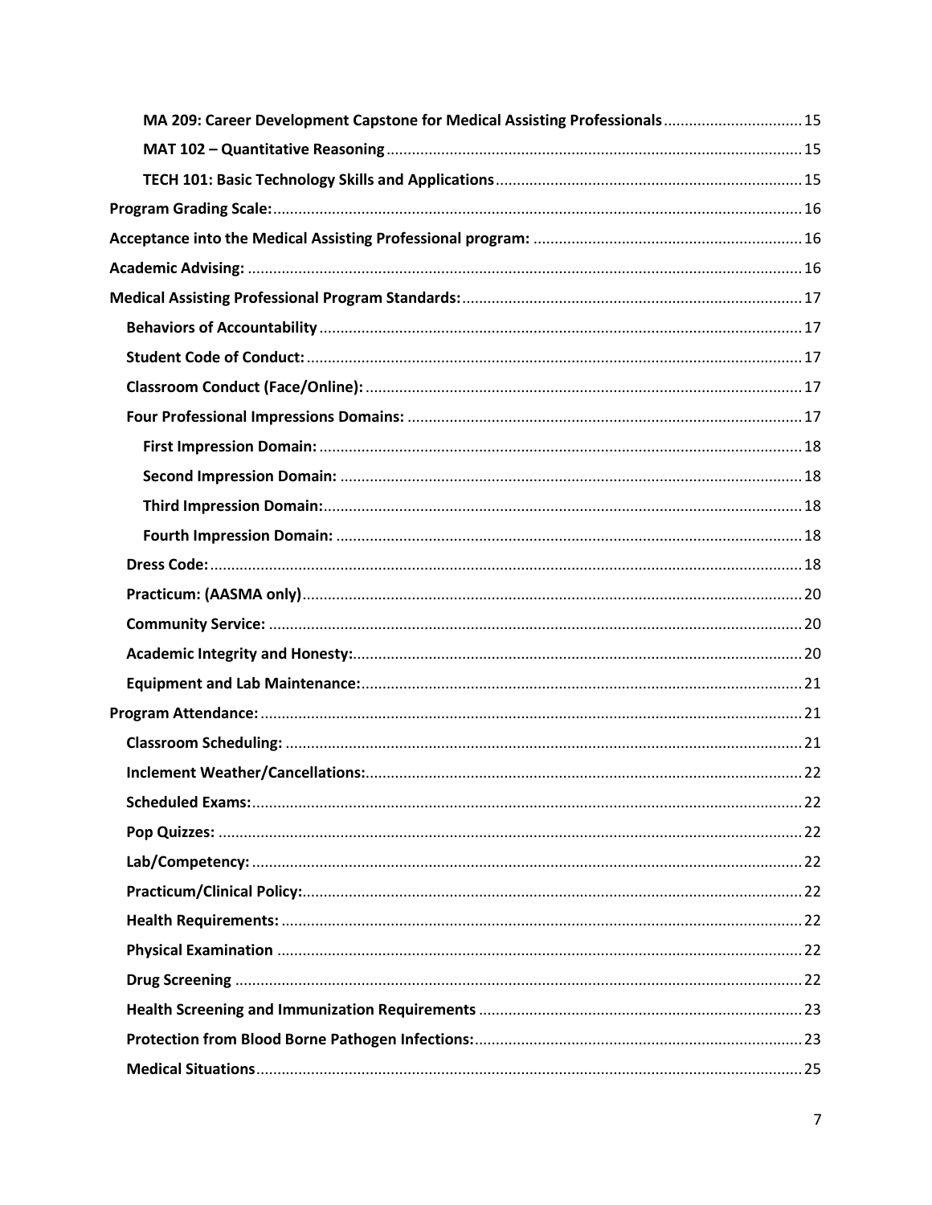**MA 209: Career Development Capstone for Medical Assisting Professionals** ..... 15

**MAT 102 – Quantitative Reasoning** ..... 15

**TECH 101: Basic Technology Skills and Applications** ..... 15

**Program Grading Scale:** ..... 16

**Acceptance into the Medical Assisting Professional program:** ..... 16

**Academic Advising:** ..... 16

**Medical Assisting Professional Program Standards:** ..... 17

**Behaviors of Accountability** ..... 17

**Student Code of Conduct:** ..... 17

**Classroom Conduct (Face/Online):** ..... 17

**Four Professional Impressions Domains:** ..... 17

**First Impression Domain:** ..... 18

**Second Impression Domain:** ..... 18

**Third Impression Domain:** ..... 18

**Fourth Impression Domain:** ..... 18

**Dress Code:** ..... 18

**Practicum: (AASMA only)** ..... 20

**Community Service:** ..... 20

**Academic Integrity and Honesty:** ..... 20

**Equipment and Lab Maintenance:** ..... 21

**Program Attendance:** ..... 21

**Classroom Scheduling:** ..... 21

**Inclement Weather/Cancellations:** ..... 22

**Scheduled Exams:** ..... 22

**Pop Quizzes:** ..... 22

**Lab/Competency:** ..... 22

**Practicum/Clinical Policy:** ..... 22

**Health Requirements:** ..... 22

**Physical Examination** ..... 22

**Drug Screening** ..... 22

**Health Screening and Immunization Requirements** ..... 23

**Protection from Blood Borne Pathogen Infections:** ..... 23

**Medical Situations** ..... 25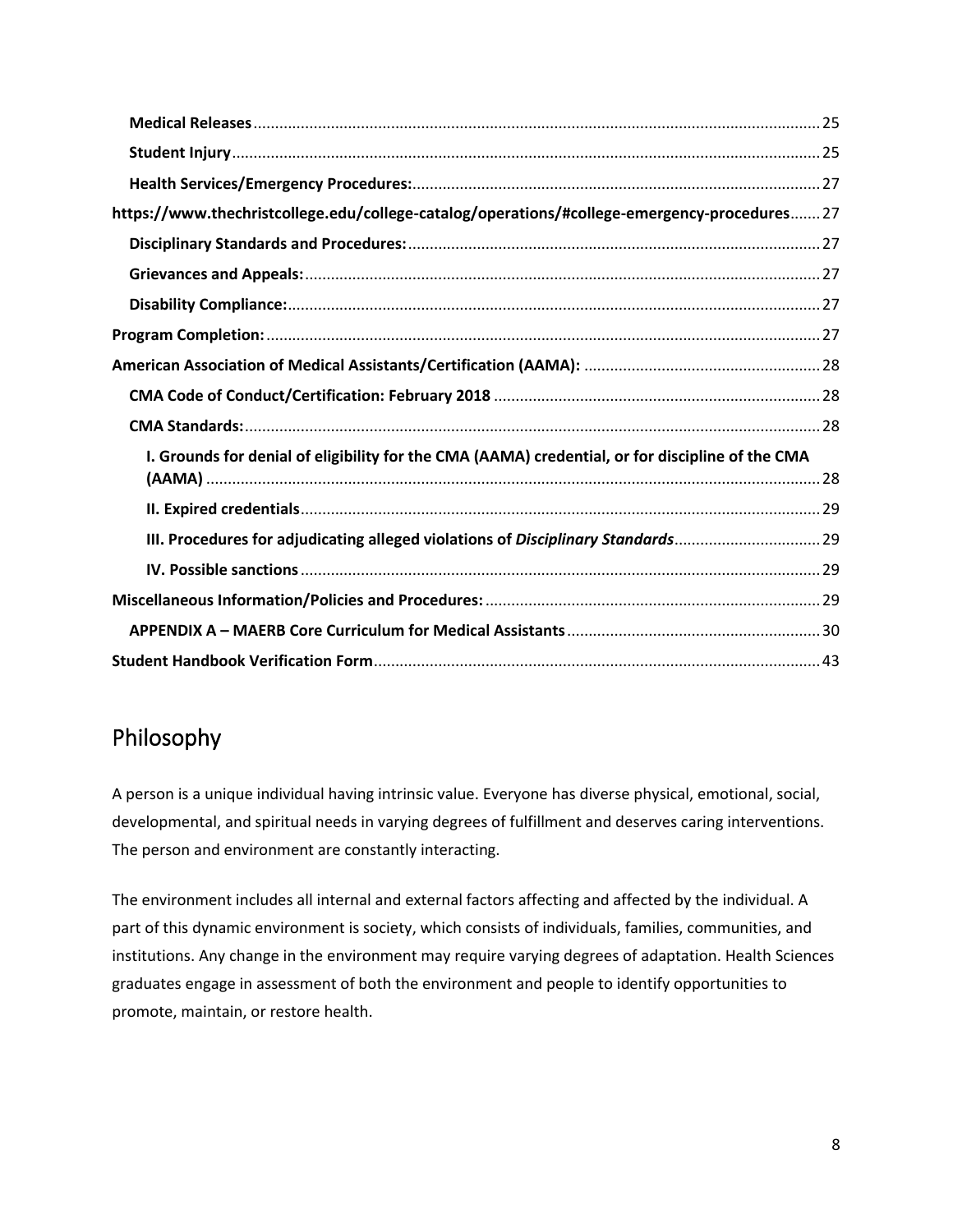- **Medical Releases** ........ 25
- **Student Injury** ........ 25
- **Health Services/Emergency Procedures:** ........ 27

**https://www.thechristcollege.edu/college-catalog/operations/#college-emergency-procedures** ........ 27

- **Disciplinary Standards and Procedures:** ........ 27
- **Grievances and Appeals:** ........ 27
- **Disability Compliance:** ........ 27

**Program Completion:** ........ 27

**American Association of Medical Assistants/Certification (AAMA):** ........ 28

- **CMA Code of Conduct/Certification: February 2018** ........ 28
- **CMA Standards:** ........ 28
  - **I. Grounds for denial of eligibility for the CMA (AAMA) credential, or for discipline of the CMA (AAMA)** ........ 28
  - **II. Expired credentials** ........ 29
  - **III. Procedures for adjudicating alleged violations of *Disciplinary Standards*** ........ 29
  - **IV. Possible sanctions** ........ 29

**Miscellaneous Information/Policies and Procedures:** ........ 29

- **APPENDIX A – MAERB Core Curriculum for Medical Assistants** ........ 30

**Student Handbook Verification Form** ........ 43

# Philosophy

A person is a unique individual having intrinsic value. Everyone has diverse physical, emotional, social, developmental, and spiritual needs in varying degrees of fulfillment and deserves caring interventions. The person and environment are constantly interacting.

The environment includes all internal and external factors affecting and affected by the individual. A part of this dynamic environment is society, which consists of individuals, families, communities, and institutions. Any change in the environment may require varying degrees of adaptation. Health Sciences graduates engage in assessment of both the environment and people to identify opportunities to promote, maintain, or restore health.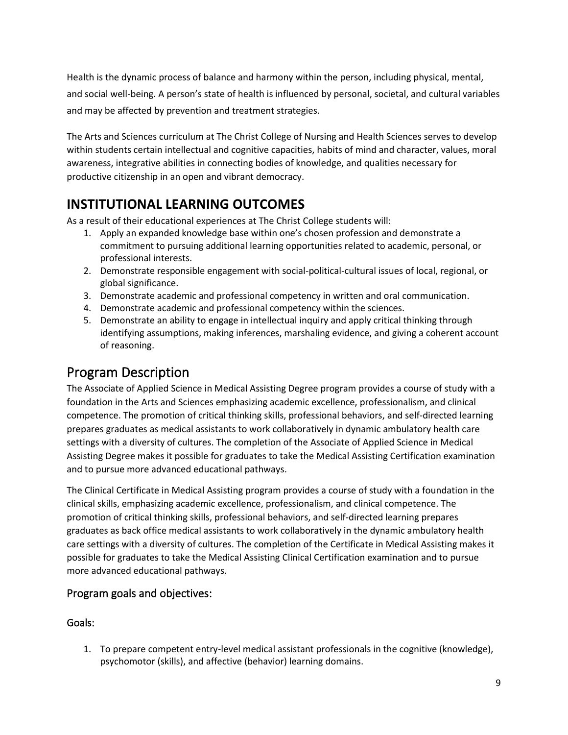Health is the dynamic process of balance and harmony within the person, including physical, mental, and social well-being. A person's state of health is influenced by personal, societal, and cultural variables and may be affected by prevention and treatment strategies.

The Arts and Sciences curriculum at The Christ College of Nursing and Health Sciences serves to develop within students certain intellectual and cognitive capacities, habits of mind and character, values, moral awareness, integrative abilities in connecting bodies of knowledge, and qualities necessary for productive citizenship in an open and vibrant democracy.

# INSTITUTIONAL LEARNING OUTCOMES

As a result of their educational experiences at The Christ College students will:

1. Apply an expanded knowledge base within one's chosen profession and demonstrate a commitment to pursuing additional learning opportunities related to academic, personal, or professional interests.
2. Demonstrate responsible engagement with social-political-cultural issues of local, regional, or global significance.
3. Demonstrate academic and professional competency in written and oral communication.
4. Demonstrate academic and professional competency within the sciences.
5. Demonstrate an ability to engage in intellectual inquiry and apply critical thinking through identifying assumptions, making inferences, marshaling evidence, and giving a coherent account of reasoning.

# Program Description

The Associate of Applied Science in Medical Assisting Degree program provides a course of study with a foundation in the Arts and Sciences emphasizing academic excellence, professionalism, and clinical competence. The promotion of critical thinking skills, professional behaviors, and self-directed learning prepares graduates as medical assistants to work collaboratively in dynamic ambulatory health care settings with a diversity of cultures. The completion of the Associate of Applied Science in Medical Assisting Degree makes it possible for graduates to take the Medical Assisting Certification examination and to pursue more advanced educational pathways.

The Clinical Certificate in Medical Assisting program provides a course of study with a foundation in the clinical skills, emphasizing academic excellence, professionalism, and clinical competence. The promotion of critical thinking skills, professional behaviors, and self-directed learning prepares graduates as back office medical assistants to work collaboratively in the dynamic ambulatory health care settings with a diversity of cultures. The completion of the Certificate in Medical Assisting makes it possible for graduates to take the Medical Assisting Clinical Certification examination and to pursue more advanced educational pathways.

## Program goals and objectives:

### Goals:

1. To prepare competent entry-level medical assistant professionals in the cognitive (knowledge), psychomotor (skills), and affective (behavior) learning domains.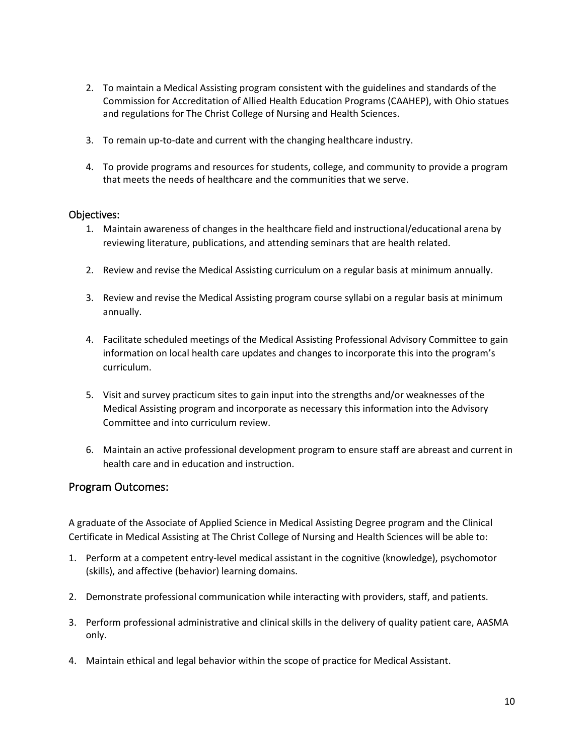2. To maintain a Medical Assisting program consistent with the guidelines and standards of the Commission for Accreditation of Allied Health Education Programs (CAAHEP), with Ohio statues and regulations for The Christ College of Nursing and Health Sciences.

3. To remain up-to-date and current with the changing healthcare industry.

4. To provide programs and resources for students, college, and community to provide a program that meets the needs of healthcare and the communities that we serve.

### Objectives:

1. Maintain awareness of changes in the healthcare field and instructional/educational arena by reviewing literature, publications, and attending seminars that are health related.

2. Review and revise the Medical Assisting curriculum on a regular basis at minimum annually.

3. Review and revise the Medical Assisting program course syllabi on a regular basis at minimum annually.

4. Facilitate scheduled meetings of the Medical Assisting Professional Advisory Committee to gain information on local health care updates and changes to incorporate this into the program's curriculum.

5. Visit and survey practicum sites to gain input into the strengths and/or weaknesses of the Medical Assisting program and incorporate as necessary this information into the Advisory Committee and into curriculum review.

6. Maintain an active professional development program to ensure staff are abreast and current in health care and in education and instruction.

## Program Outcomes:

A graduate of the Associate of Applied Science in Medical Assisting Degree program and the Clinical Certificate in Medical Assisting at The Christ College of Nursing and Health Sciences will be able to:

1. Perform at a competent entry-level medical assistant in the cognitive (knowledge), psychomotor (skills), and affective (behavior) learning domains.

2. Demonstrate professional communication while interacting with providers, staff, and patients.

3. Perform professional administrative and clinical skills in the delivery of quality patient care, AASMA only.

4. Maintain ethical and legal behavior within the scope of practice for Medical Assistant.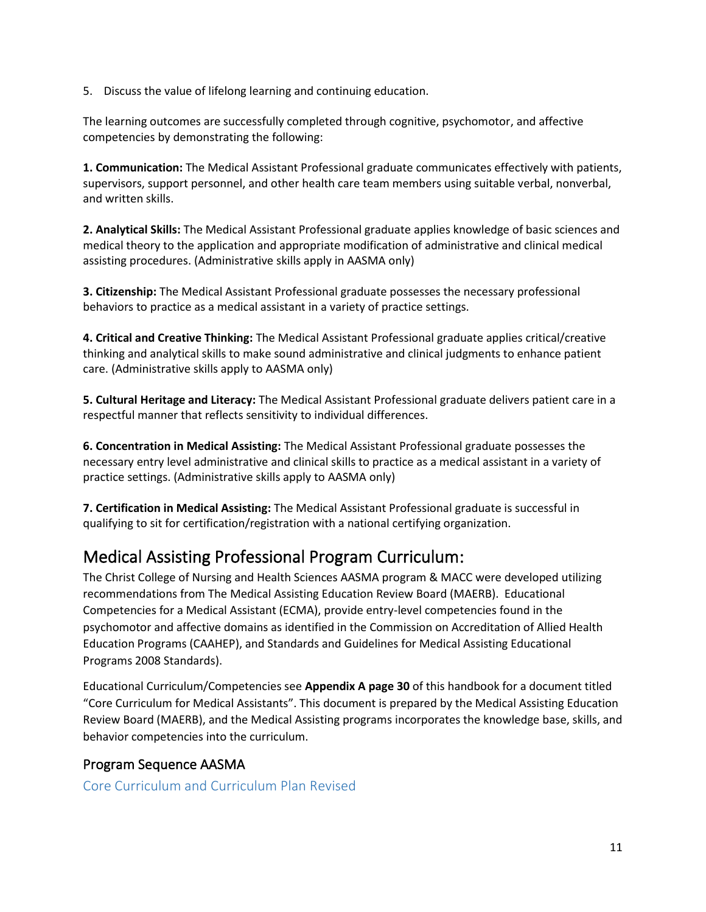5. Discuss the value of lifelong learning and continuing education.

The learning outcomes are successfully completed through cognitive, psychomotor, and affective competencies by demonstrating the following:

**1. Communication:** The Medical Assistant Professional graduate communicates effectively with patients, supervisors, support personnel, and other health care team members using suitable verbal, nonverbal, and written skills.

**2. Analytical Skills:** The Medical Assistant Professional graduate applies knowledge of basic sciences and medical theory to the application and appropriate modification of administrative and clinical medical assisting procedures. (Administrative skills apply in AASMA only)

**3. Citizenship:** The Medical Assistant Professional graduate possesses the necessary professional behaviors to practice as a medical assistant in a variety of practice settings.

**4. Critical and Creative Thinking:** The Medical Assistant Professional graduate applies critical/creative thinking and analytical skills to make sound administrative and clinical judgments to enhance patient care. (Administrative skills apply to AASMA only)

**5. Cultural Heritage and Literacy:** The Medical Assistant Professional graduate delivers patient care in a respectful manner that reflects sensitivity to individual differences.

**6. Concentration in Medical Assisting:** The Medical Assistant Professional graduate possesses the necessary entry level administrative and clinical skills to practice as a medical assistant in a variety of practice settings. (Administrative skills apply to AASMA only)

**7. Certification in Medical Assisting:** The Medical Assistant Professional graduate is successful in qualifying to sit for certification/registration with a national certifying organization.

## Medical Assisting Professional Program Curriculum:

The Christ College of Nursing and Health Sciences AASMA program & MACC were developed utilizing recommendations from The Medical Assisting Education Review Board (MAERB). Educational Competencies for a Medical Assistant (ECMA), provide entry-level competencies found in the psychomotor and affective domains as identified in the Commission on Accreditation of Allied Health Education Programs (CAAHEP), and Standards and Guidelines for Medical Assisting Educational Programs 2008 Standards).

Educational Curriculum/Competencies see **Appendix A page 30** of this handbook for a document titled "Core Curriculum for Medical Assistants". This document is prepared by the Medical Assisting Education Review Board (MAERB), and the Medical Assisting programs incorporates the knowledge base, skills, and behavior competencies into the curriculum.

### Program Sequence AASMA

#### Core Curriculum and Curriculum Plan Revised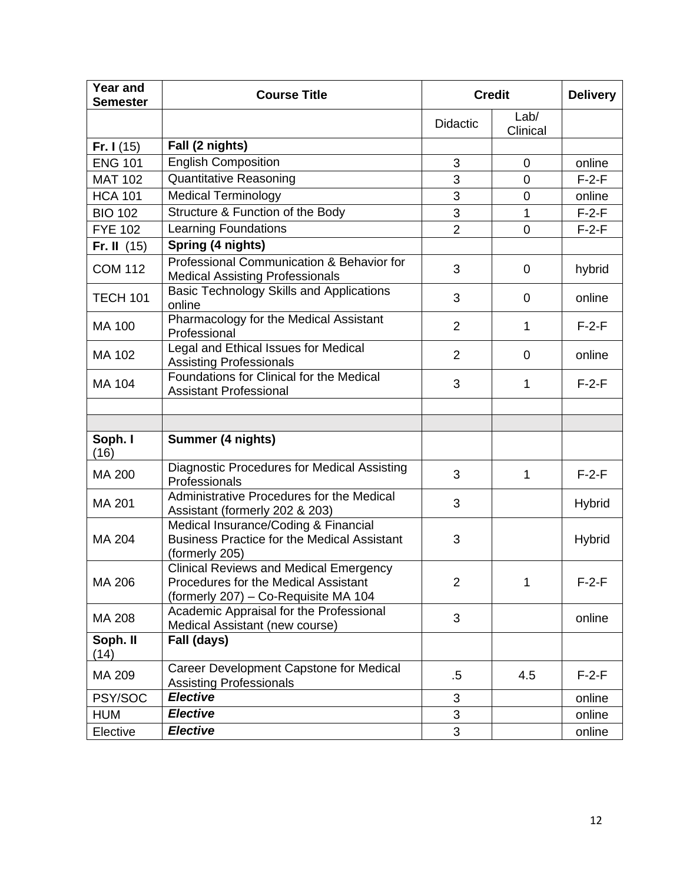| Year and Semester | Course Title | Credit | | Delivery |
|---|---|---|---|---|
| | | Didactic | Lab/ Clinical | |
| **Fr. I** (15) | **Fall (2 nights)** | | | |
| ENG 101 | English Composition | 3 | 0 | online |
| MAT 102 | Quantitative Reasoning | 3 | 0 | F-2-F |
| HCA 101 | Medical Terminology | 3 | 0 | online |
| BIO 102 | Structure & Function of the Body | 3 | 1 | F-2-F |
| FYE 102 | Learning Foundations | 2 | 0 | F-2-F |
| **Fr. II** (15) | **Spring (4 nights)** | | | |
| COM 112 | Professional Communication & Behavior for Medical Assisting Professionals | 3 | 0 | hybrid |
| TECH 101 | Basic Technology Skills and Applications online | 3 | 0 | online |
| MA 100 | Pharmacology for the Medical Assistant Professional | 2 | 1 | F-2-F |
| MA 102 | Legal and Ethical Issues for Medical Assisting Professionals | 2 | 0 | online |
| MA 104 | Foundations for Clinical for the Medical Assistant Professional | 3 | 1 | F-2-F |
| | | | | |
| | | | | |
| **Soph. I** (16) | **Summer (4 nights)** | | | |
| MA 200 | Diagnostic Procedures for Medical Assisting Professionals | 3 | 1 | F-2-F |
| MA 201 | Administrative Procedures for the Medical Assistant (formerly 202 & 203) | 3 | | Hybrid |
| MA 204 | Medical Insurance/Coding & Financial Business Practice for the Medical Assistant (formerly 205) | 3 | | Hybrid |
| MA 206 | Clinical Reviews and Medical Emergency Procedures for the Medical Assistant (formerly 207) – Co-Requisite MA 104 | 2 | 1 | F-2-F |
| MA 208 | Academic Appraisal for the Professional Medical Assistant (new course) | 3 | | online |
| **Soph. II** (14) | **Fall (days)** | | | |
| MA 209 | Career Development Capstone for Medical Assisting Professionals | .5 | 4.5 | F-2-F |
| PSY/SOC | ***Elective*** | 3 | | online |
| HUM | ***Elective*** | 3 | | online |
| Elective | ***Elective*** | 3 | | online |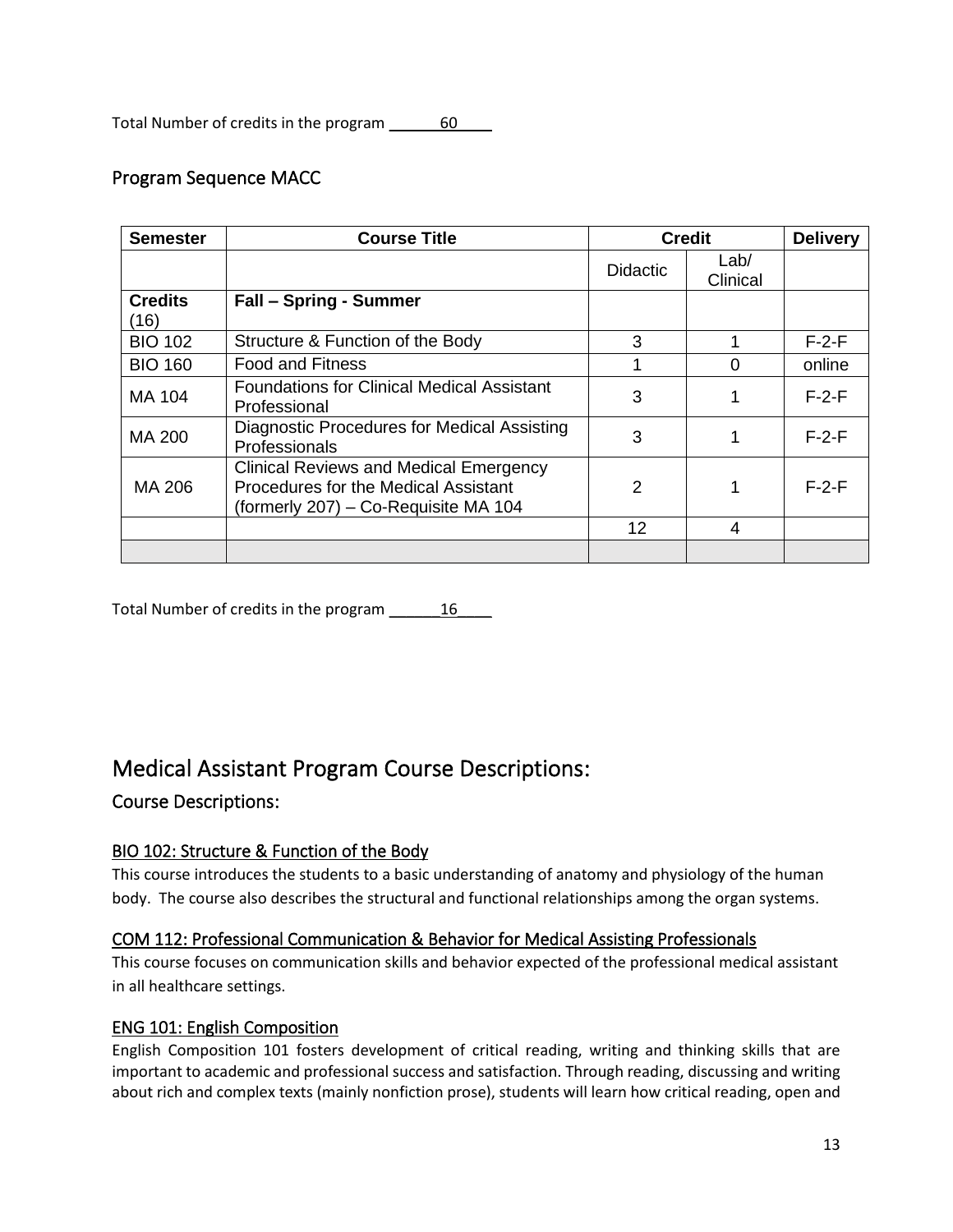Total Number of credits in the program ______60____

## Program Sequence MACC

| Semester | Course Title | Credit | | Delivery |
|---|---|---|---|---|
| | | Didactic | Lab/ Clinical | |
| **Credits** (16) | **Fall – Spring - Summer** | | | |
| BIO 102 | Structure & Function of the Body | 3 | 1 | F-2-F |
| BIO 160 | Food and Fitness | 1 | 0 | online |
| MA 104 | Foundations for Clinical Medical Assistant Professional | 3 | 1 | F-2-F |
| MA 200 | Diagnostic Procedures for Medical Assisting Professionals | 3 | 1 | F-2-F |
| MA 206 | Clinical Reviews and Medical Emergency Procedures for the Medical Assistant (formerly 207) – Co-Requisite MA 104 | 2 | 1 | F-2-F |
| | | 12 | 4 | |
| | | | | |

Total Number of credits in the program ______16____

# Medical Assistant Program Course Descriptions:

## Course Descriptions:

### BIO 102: Structure & Function of the Body

This course introduces the students to a basic understanding of anatomy and physiology of the human body. The course also describes the structural and functional relationships among the organ systems.

### COM 112: Professional Communication & Behavior for Medical Assisting Professionals

This course focuses on communication skills and behavior expected of the professional medical assistant in all healthcare settings.

### ENG 101: English Composition

English Composition 101 fosters development of critical reading, writing and thinking skills that are important to academic and professional success and satisfaction. Through reading, discussing and writing about rich and complex texts (mainly nonfiction prose), students will learn how critical reading, open and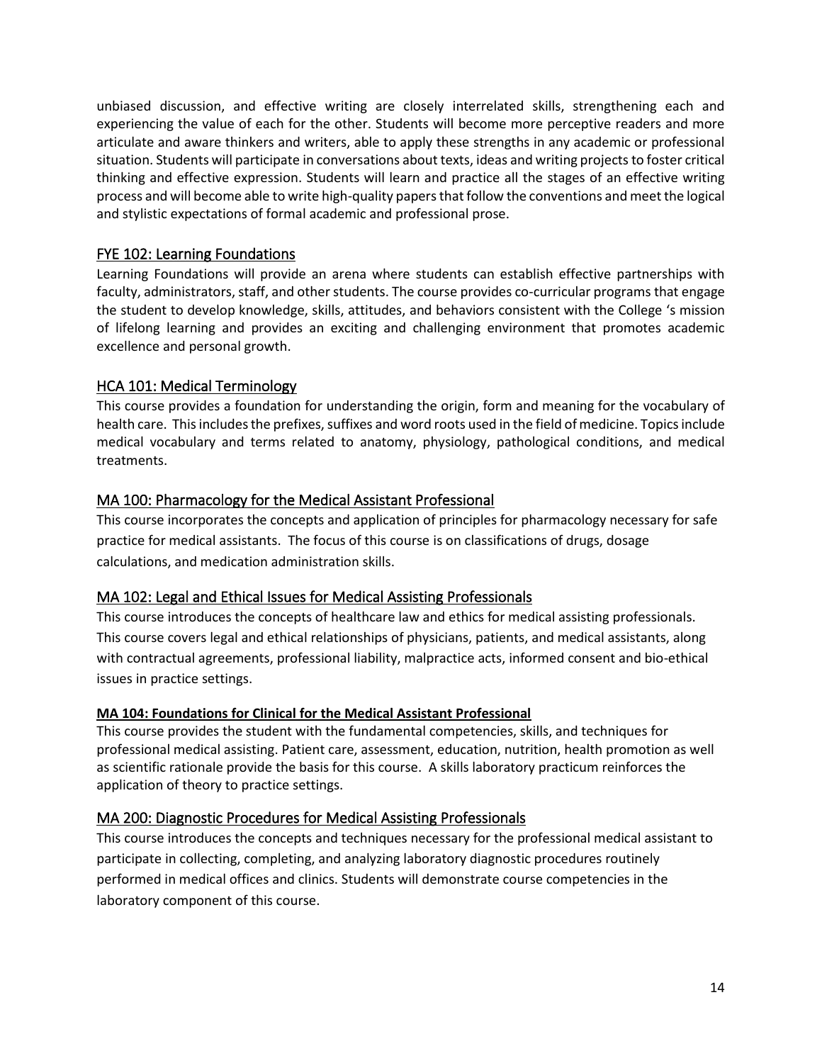unbiased discussion, and effective writing are closely interrelated skills, strengthening each and experiencing the value of each for the other. Students will become more perceptive readers and more articulate and aware thinkers and writers, able to apply these strengths in any academic or professional situation. Students will participate in conversations about texts, ideas and writing projects to foster critical thinking and effective expression. Students will learn and practice all the stages of an effective writing process and will become able to write high-quality papers that follow the conventions and meet the logical and stylistic expectations of formal academic and professional prose.

### FYE 102: Learning Foundations

Learning Foundations will provide an arena where students can establish effective partnerships with faculty, administrators, staff, and other students. The course provides co-curricular programs that engage the student to develop knowledge, skills, attitudes, and behaviors consistent with the College 's mission of lifelong learning and provides an exciting and challenging environment that promotes academic excellence and personal growth.

### HCA 101: Medical Terminology

This course provides a foundation for understanding the origin, form and meaning for the vocabulary of health care. This includes the prefixes, suffixes and word roots used in the field of medicine. Topics include medical vocabulary and terms related to anatomy, physiology, pathological conditions, and medical treatments.

### MA 100: Pharmacology for the Medical Assistant Professional

This course incorporates the concepts and application of principles for pharmacology necessary for safe practice for medical assistants. The focus of this course is on classifications of drugs, dosage calculations, and medication administration skills.

### MA 102: Legal and Ethical Issues for Medical Assisting Professionals

This course introduces the concepts of healthcare law and ethics for medical assisting professionals. This course covers legal and ethical relationships of physicians, patients, and medical assistants, along with contractual agreements, professional liability, malpractice acts, informed consent and bio-ethical issues in practice settings.

**MA 104: Foundations for Clinical for the Medical Assistant Professional**

This course provides the student with the fundamental competencies, skills, and techniques for professional medical assisting. Patient care, assessment, education, nutrition, health promotion as well as scientific rationale provide the basis for this course. A skills laboratory practicum reinforces the application of theory to practice settings.

### MA 200: Diagnostic Procedures for Medical Assisting Professionals

This course introduces the concepts and techniques necessary for the professional medical assistant to participate in collecting, completing, and analyzing laboratory diagnostic procedures routinely performed in medical offices and clinics. Students will demonstrate course competencies in the laboratory component of this course.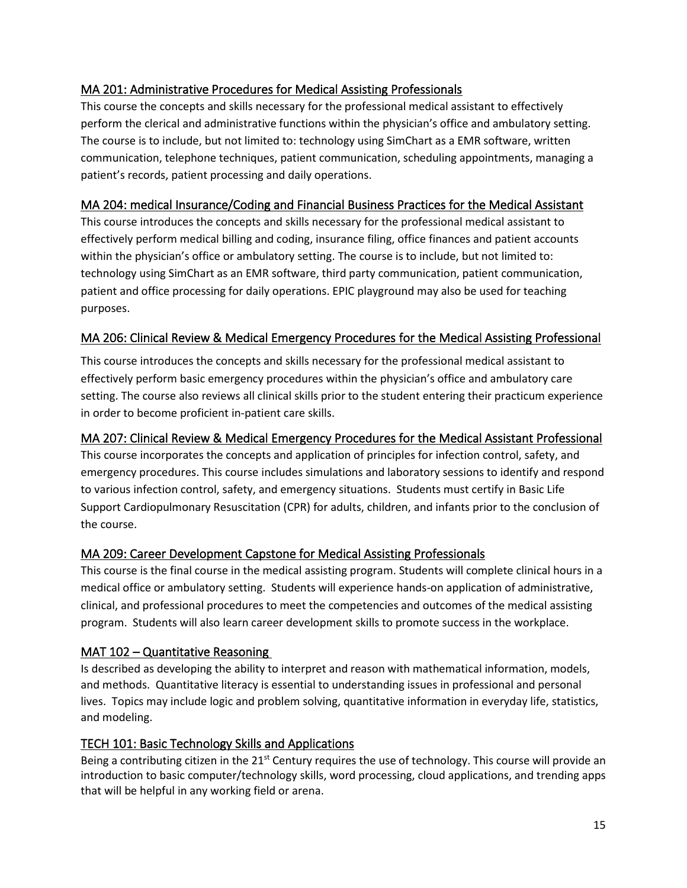### MA 201: Administrative Procedures for Medical Assisting Professionals

This course the concepts and skills necessary for the professional medical assistant to effectively perform the clerical and administrative functions within the physician's office and ambulatory setting. The course is to include, but not limited to: technology using SimChart as a EMR software, written communication, telephone techniques, patient communication, scheduling appointments, managing a patient's records, patient processing and daily operations.

### MA 204: medical Insurance/Coding and Financial Business Practices for the Medical Assistant

This course introduces the concepts and skills necessary for the professional medical assistant to effectively perform medical billing and coding, insurance filing, office finances and patient accounts within the physician's office or ambulatory setting. The course is to include, but not limited to: technology using SimChart as an EMR software, third party communication, patient communication, patient and office processing for daily operations. EPIC playground may also be used for teaching purposes.

### MA 206: Clinical Review & Medical Emergency Procedures for the Medical Assisting Professional

This course introduces the concepts and skills necessary for the professional medical assistant to effectively perform basic emergency procedures within the physician's office and ambulatory care setting. The course also reviews all clinical skills prior to the student entering their practicum experience in order to become proficient in-patient care skills.

### MA 207: Clinical Review & Medical Emergency Procedures for the Medical Assistant Professional

This course incorporates the concepts and application of principles for infection control, safety, and emergency procedures. This course includes simulations and laboratory sessions to identify and respond to various infection control, safety, and emergency situations. Students must certify in Basic Life Support Cardiopulmonary Resuscitation (CPR) for adults, children, and infants prior to the conclusion of the course.

### MA 209: Career Development Capstone for Medical Assisting Professionals

This course is the final course in the medical assisting program. Students will complete clinical hours in a medical office or ambulatory setting. Students will experience hands-on application of administrative, clinical, and professional procedures to meet the competencies and outcomes of the medical assisting program. Students will also learn career development skills to promote success in the workplace.

### MAT 102 – Quantitative Reasoning

Is described as developing the ability to interpret and reason with mathematical information, models, and methods. Quantitative literacy is essential to understanding issues in professional and personal lives. Topics may include logic and problem solving, quantitative information in everyday life, statistics, and modeling.

### TECH 101: Basic Technology Skills and Applications

Being a contributing citizen in the 21st Century requires the use of technology. This course will provide an introduction to basic computer/technology skills, word processing, cloud applications, and trending apps that will be helpful in any working field or arena.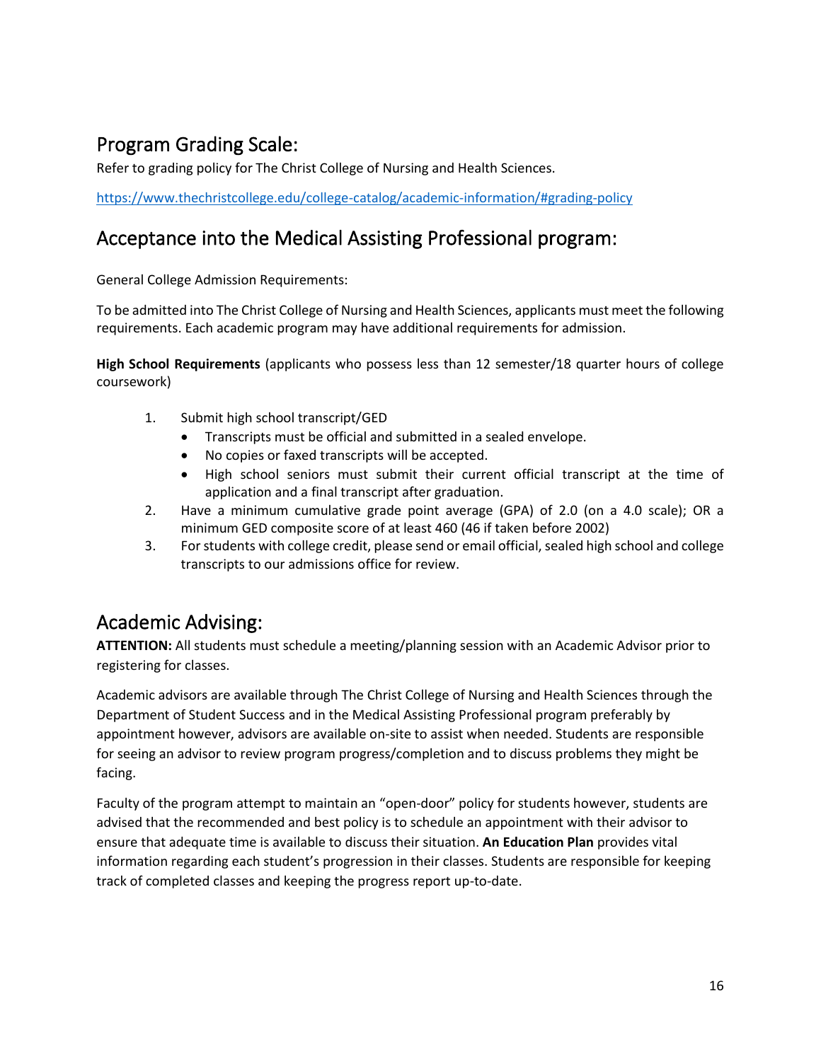## Program Grading Scale:

Refer to grading policy for The Christ College of Nursing and Health Sciences.

https://www.thechristcollege.edu/college-catalog/academic-information/#grading-policy

## Acceptance into the Medical Assisting Professional program:

General College Admission Requirements:

To be admitted into The Christ College of Nursing and Health Sciences, applicants must meet the following requirements. Each academic program may have additional requirements for admission.

**High School Requirements** (applicants who possess less than 12 semester/18 quarter hours of college coursework)

1. Submit high school transcript/GED
   - Transcripts must be official and submitted in a sealed envelope.
   - No copies or faxed transcripts will be accepted.
   - High school seniors must submit their current official transcript at the time of application and a final transcript after graduation.
2. Have a minimum cumulative grade point average (GPA) of 2.0 (on a 4.0 scale); OR a minimum GED composite score of at least 460 (46 if taken before 2002)
3. For students with college credit, please send or email official, sealed high school and college transcripts to our admissions office for review.

## Academic Advising:

**ATTENTION:** All students must schedule a meeting/planning session with an Academic Advisor prior to registering for classes.

Academic advisors are available through The Christ College of Nursing and Health Sciences through the Department of Student Success and in the Medical Assisting Professional program preferably by appointment however, advisors are available on-site to assist when needed. Students are responsible for seeing an advisor to review program progress/completion and to discuss problems they might be facing.

Faculty of the program attempt to maintain an "open-door" policy for students however, students are advised that the recommended and best policy is to schedule an appointment with their advisor to ensure that adequate time is available to discuss their situation. **An Education Plan** provides vital information regarding each student's progression in their classes. Students are responsible for keeping track of completed classes and keeping the progress report up-to-date.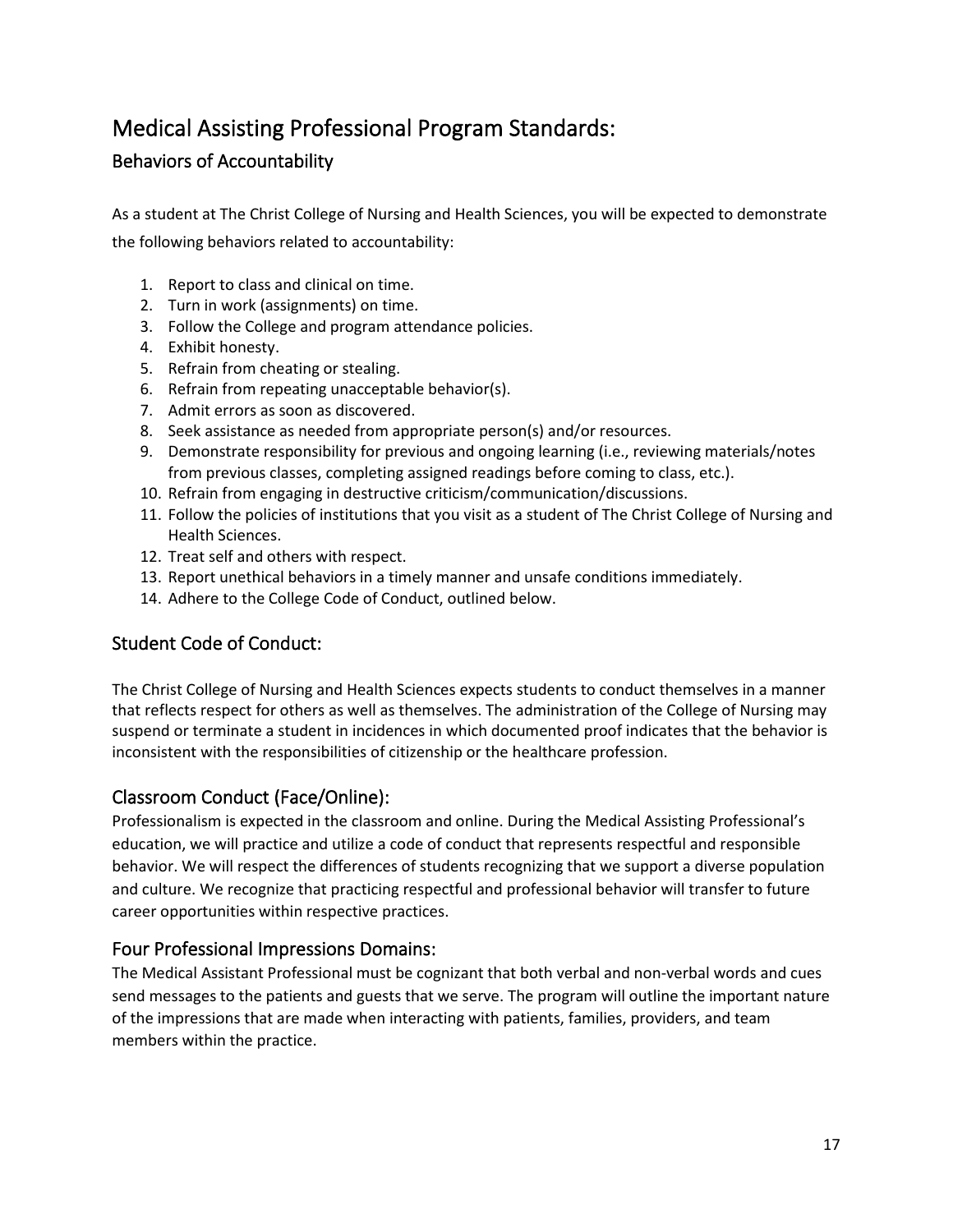# Medical Assisting Professional Program Standards:

## Behaviors of Accountability

As a student at The Christ College of Nursing and Health Sciences, you will be expected to demonstrate the following behaviors related to accountability:

1. Report to class and clinical on time.
2. Turn in work (assignments) on time.
3. Follow the College and program attendance policies.
4. Exhibit honesty.
5. Refrain from cheating or stealing.
6. Refrain from repeating unacceptable behavior(s).
7. Admit errors as soon as discovered.
8. Seek assistance as needed from appropriate person(s) and/or resources.
9. Demonstrate responsibility for previous and ongoing learning (i.e., reviewing materials/notes from previous classes, completing assigned readings before coming to class, etc.).
10. Refrain from engaging in destructive criticism/communication/discussions.
11. Follow the policies of institutions that you visit as a student of The Christ College of Nursing and Health Sciences.
12. Treat self and others with respect.
13. Report unethical behaviors in a timely manner and unsafe conditions immediately.
14. Adhere to the College Code of Conduct, outlined below.

## Student Code of Conduct:

The Christ College of Nursing and Health Sciences expects students to conduct themselves in a manner that reflects respect for others as well as themselves. The administration of the College of Nursing may suspend or terminate a student in incidences in which documented proof indicates that the behavior is inconsistent with the responsibilities of citizenship or the healthcare profession.

## Classroom Conduct (Face/Online):

Professionalism is expected in the classroom and online. During the Medical Assisting Professional's education, we will practice and utilize a code of conduct that represents respectful and responsible behavior. We will respect the differences of students recognizing that we support a diverse population and culture. We recognize that practicing respectful and professional behavior will transfer to future career opportunities within respective practices.

## Four Professional Impressions Domains:

The Medical Assistant Professional must be cognizant that both verbal and non-verbal words and cues send messages to the patients and guests that we serve. The program will outline the important nature of the impressions that are made when interacting with patients, families, providers, and team members within the practice.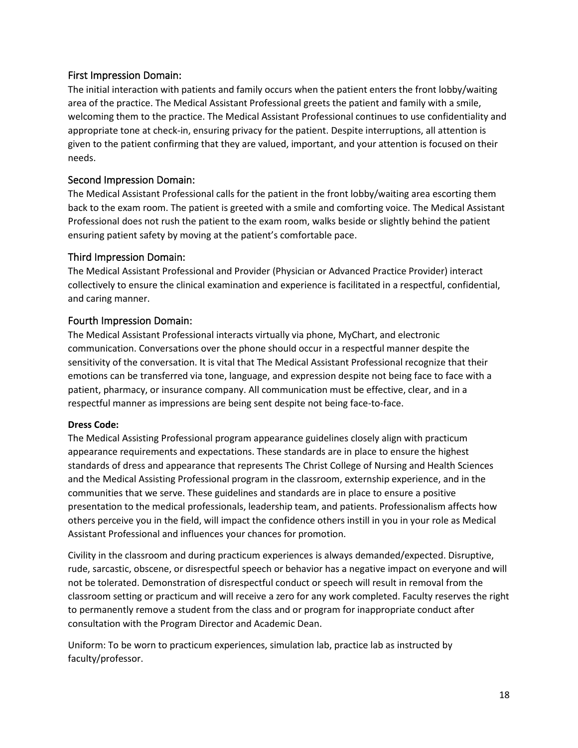## First Impression Domain:

The initial interaction with patients and family occurs when the patient enters the front lobby/waiting area of the practice. The Medical Assistant Professional greets the patient and family with a smile, welcoming them to the practice. The Medical Assistant Professional continues to use confidentiality and appropriate tone at check-in, ensuring privacy for the patient. Despite interruptions, all attention is given to the patient confirming that they are valued, important, and your attention is focused on their needs.

## Second Impression Domain:

The Medical Assistant Professional calls for the patient in the front lobby/waiting area escorting them back to the exam room. The patient is greeted with a smile and comforting voice. The Medical Assistant Professional does not rush the patient to the exam room, walks beside or slightly behind the patient ensuring patient safety by moving at the patient's comfortable pace.

## Third Impression Domain:

The Medical Assistant Professional and Provider (Physician or Advanced Practice Provider) interact collectively to ensure the clinical examination and experience is facilitated in a respectful, confidential, and caring manner.

## Fourth Impression Domain:

The Medical Assistant Professional interacts virtually via phone, MyChart, and electronic communication. Conversations over the phone should occur in a respectful manner despite the sensitivity of the conversation. It is vital that The Medical Assistant Professional recognize that their emotions can be transferred via tone, language, and expression despite not being face to face with a patient, pharmacy, or insurance company. All communication must be effective, clear, and in a respectful manner as impressions are being sent despite not being face-to-face.

**Dress Code:**

The Medical Assisting Professional program appearance guidelines closely align with practicum appearance requirements and expectations. These standards are in place to ensure the highest standards of dress and appearance that represents The Christ College of Nursing and Health Sciences and the Medical Assisting Professional program in the classroom, externship experience, and in the communities that we serve. These guidelines and standards are in place to ensure a positive presentation to the medical professionals, leadership team, and patients. Professionalism affects how others perceive you in the field, will impact the confidence others instill in you in your role as Medical Assistant Professional and influences your chances for promotion.

Civility in the classroom and during practicum experiences is always demanded/expected. Disruptive, rude, sarcastic, obscene, or disrespectful speech or behavior has a negative impact on everyone and will not be tolerated. Demonstration of disrespectful conduct or speech will result in removal from the classroom setting or practicum and will receive a zero for any work completed. Faculty reserves the right to permanently remove a student from the class and or program for inappropriate conduct after consultation with the Program Director and Academic Dean.

Uniform: To be worn to practicum experiences, simulation lab, practice lab as instructed by faculty/professor.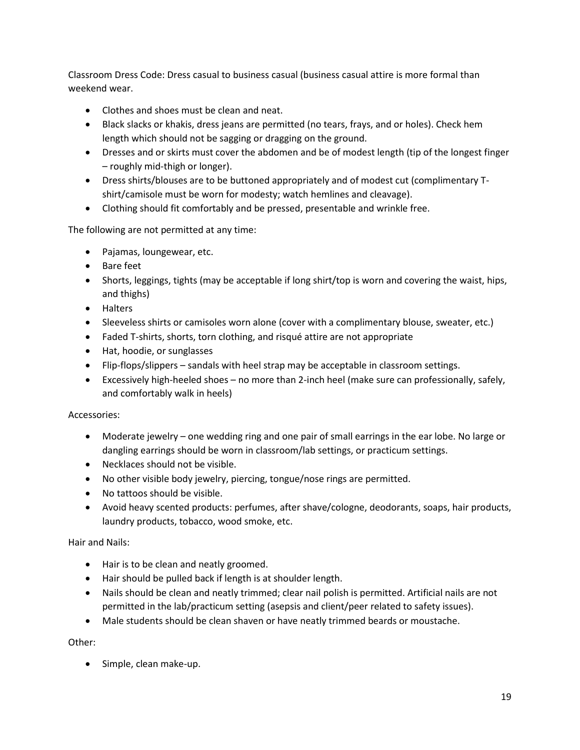Classroom Dress Code: Dress casual to business casual (business casual attire is more formal than weekend wear.

- Clothes and shoes must be clean and neat.
- Black slacks or khakis, dress jeans are permitted (no tears, frays, and or holes). Check hem length which should not be sagging or dragging on the ground.
- Dresses and or skirts must cover the abdomen and be of modest length (tip of the longest finger – roughly mid-thigh or longer).
- Dress shirts/blouses are to be buttoned appropriately and of modest cut (complimentary T-shirt/camisole must be worn for modesty; watch hemlines and cleavage).
- Clothing should fit comfortably and be pressed, presentable and wrinkle free.

The following are not permitted at any time:

- Pajamas, loungewear, etc.
- Bare feet
- Shorts, leggings, tights (may be acceptable if long shirt/top is worn and covering the waist, hips, and thighs)
- Halters
- Sleeveless shirts or camisoles worn alone (cover with a complimentary blouse, sweater, etc.)
- Faded T-shirts, shorts, torn clothing, and risqué attire are not appropriate
- Hat, hoodie, or sunglasses
- Flip-flops/slippers – sandals with heel strap may be acceptable in classroom settings.
- Excessively high-heeled shoes – no more than 2-inch heel (make sure can professionally, safely, and comfortably walk in heels)

Accessories:

- Moderate jewelry – one wedding ring and one pair of small earrings in the ear lobe. No large or dangling earrings should be worn in classroom/lab settings, or practicum settings.
- Necklaces should not be visible.
- No other visible body jewelry, piercing, tongue/nose rings are permitted.
- No tattoos should be visible.
- Avoid heavy scented products: perfumes, after shave/cologne, deodorants, soaps, hair products, laundry products, tobacco, wood smoke, etc.

Hair and Nails:

- Hair is to be clean and neatly groomed.
- Hair should be pulled back if length is at shoulder length.
- Nails should be clean and neatly trimmed; clear nail polish is permitted. Artificial nails are not permitted in the lab/practicum setting (asepsis and client/peer related to safety issues).
- Male students should be clean shaven or have neatly trimmed beards or moustache.

Other:

- Simple, clean make-up.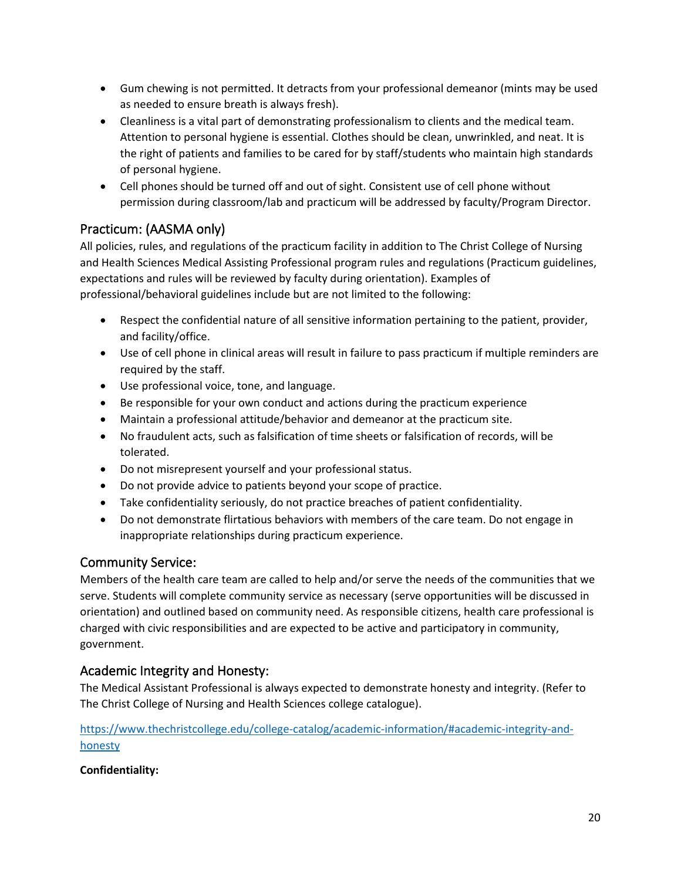- Gum chewing is not permitted. It detracts from your professional demeanor (mints may be used as needed to ensure breath is always fresh).
- Cleanliness is a vital part of demonstrating professionalism to clients and the medical team. Attention to personal hygiene is essential. Clothes should be clean, unwrinkled, and neat. It is the right of patients and families to be cared for by staff/students who maintain high standards of personal hygiene.
- Cell phones should be turned off and out of sight. Consistent use of cell phone without permission during classroom/lab and practicum will be addressed by faculty/Program Director.

## Practicum: (AASMA only)

All policies, rules, and regulations of the practicum facility in addition to The Christ College of Nursing and Health Sciences Medical Assisting Professional program rules and regulations (Practicum guidelines, expectations and rules will be reviewed by faculty during orientation). Examples of professional/behavioral guidelines include but are not limited to the following:

- Respect the confidential nature of all sensitive information pertaining to the patient, provider, and facility/office.
- Use of cell phone in clinical areas will result in failure to pass practicum if multiple reminders are required by the staff.
- Use professional voice, tone, and language.
- Be responsible for your own conduct and actions during the practicum experience
- Maintain a professional attitude/behavior and demeanor at the practicum site.
- No fraudulent acts, such as falsification of time sheets or falsification of records, will be tolerated.
- Do not misrepresent yourself and your professional status.
- Do not provide advice to patients beyond your scope of practice.
- Take confidentiality seriously, do not practice breaches of patient confidentiality.
- Do not demonstrate flirtatious behaviors with members of the care team. Do not engage in inappropriate relationships during practicum experience.

## Community Service:

Members of the health care team are called to help and/or serve the needs of the communities that we serve. Students will complete community service as necessary (serve opportunities will be discussed in orientation) and outlined based on community need. As responsible citizens, health care professional is charged with civic responsibilities and are expected to be active and participatory in community, government.

## Academic Integrity and Honesty:

The Medical Assistant Professional is always expected to demonstrate honesty and integrity. (Refer to The Christ College of Nursing and Health Sciences college catalogue).

https://www.thechristcollege.edu/college-catalog/academic-information/#academic-integrity-and-honesty

**Confidentiality:**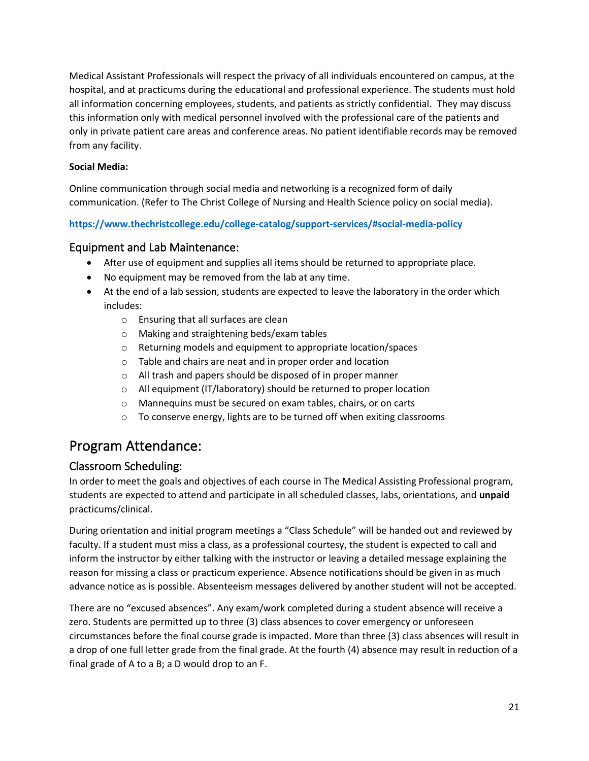Medical Assistant Professionals will respect the privacy of all individuals encountered on campus, at the hospital, and at practicums during the educational and professional experience. The students must hold all information concerning employees, students, and patients as strictly confidential. They may discuss this information only with medical personnel involved with the professional care of the patients and only in private patient care areas and conference areas. No patient identifiable records may be removed from any facility.

**Social Media:**

Online communication through social media and networking is a recognized form of daily communication. (Refer to The Christ College of Nursing and Health Science policy on social media).

**https://www.thechristcollege.edu/college-catalog/support-services/#social-media-policy**

### Equipment and Lab Maintenance:

- After use of equipment and supplies all items should be returned to appropriate place.
- No equipment may be removed from the lab at any time.
- At the end of a lab session, students are expected to leave the laboratory in the order which includes:
    - Ensuring that all surfaces are clean
    - Making and straightening beds/exam tables
    - Returning models and equipment to appropriate location/spaces
    - Table and chairs are neat and in proper order and location
    - All trash and papers should be disposed of in proper manner
    - All equipment (IT/laboratory) should be returned to proper location
    - Mannequins must be secured on exam tables, chairs, or on carts
    - To conserve energy, lights are to be turned off when exiting classrooms

## Program Attendance:

### Classroom Scheduling:

In order to meet the goals and objectives of each course in The Medical Assisting Professional program, students are expected to attend and participate in all scheduled classes, labs, orientations, and **unpaid** practicums/clinical.

During orientation and initial program meetings a "Class Schedule" will be handed out and reviewed by faculty. If a student must miss a class, as a professional courtesy, the student is expected to call and inform the instructor by either talking with the instructor or leaving a detailed message explaining the reason for missing a class or practicum experience. Absence notifications should be given in as much advance notice as is possible. Absenteeism messages delivered by another student will not be accepted.

There are no "excused absences". Any exam/work completed during a student absence will receive a zero. Students are permitted up to three (3) class absences to cover emergency or unforeseen circumstances before the final course grade is impacted. More than three (3) class absences will result in a drop of one full letter grade from the final grade. At the fourth (4) absence may result in reduction of a final grade of A to a B; a D would drop to an F.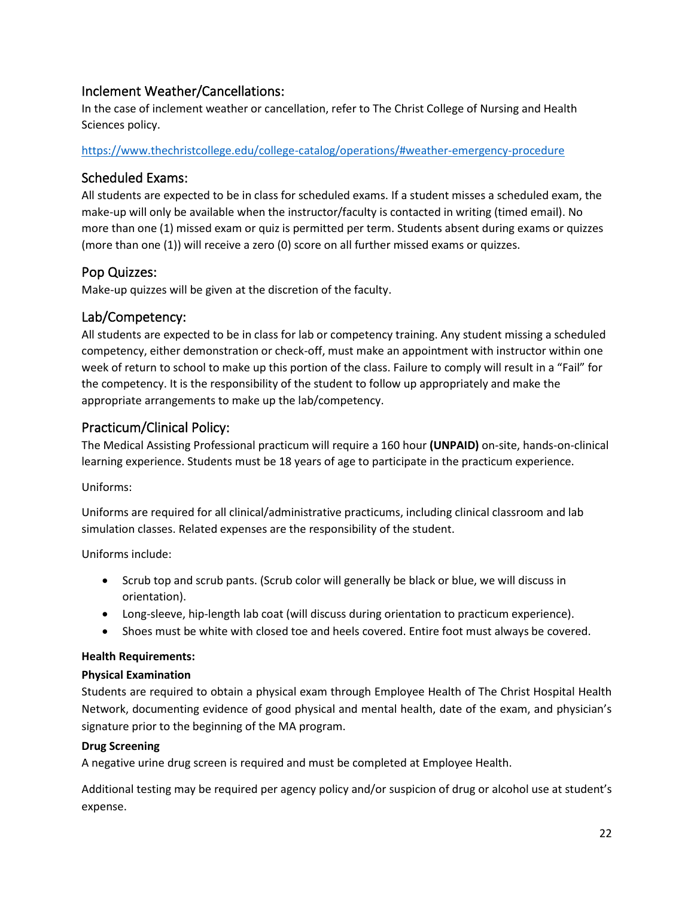## Inclement Weather/Cancellations:

In the case of inclement weather or cancellation, refer to The Christ College of Nursing and Health Sciences policy.

https://www.thechristcollege.edu/college-catalog/operations/#weather-emergency-procedure

## Scheduled Exams:

All students are expected to be in class for scheduled exams. If a student misses a scheduled exam, the make-up will only be available when the instructor/faculty is contacted in writing (timed email). No more than one (1) missed exam or quiz is permitted per term. Students absent during exams or quizzes (more than one (1)) will receive a zero (0) score on all further missed exams or quizzes.

## Pop Quizzes:

Make-up quizzes will be given at the discretion of the faculty.

## Lab/Competency:

All students are expected to be in class for lab or competency training. Any student missing a scheduled competency, either demonstration or check-off, must make an appointment with instructor within one week of return to school to make up this portion of the class. Failure to comply will result in a "Fail" for the competency. It is the responsibility of the student to follow up appropriately and make the appropriate arrangements to make up the lab/competency.

## Practicum/Clinical Policy:

The Medical Assisting Professional practicum will require a 160 hour **(UNPAID)** on-site, hands-on-clinical learning experience. Students must be 18 years of age to participate in the practicum experience.

Uniforms:

Uniforms are required for all clinical/administrative practicums, including clinical classroom and lab simulation classes. Related expenses are the responsibility of the student.

Uniforms include:

- Scrub top and scrub pants. (Scrub color will generally be black or blue, we will discuss in orientation).
- Long-sleeve, hip-length lab coat (will discuss during orientation to practicum experience).
- Shoes must be white with closed toe and heels covered. Entire foot must always be covered.

**Health Requirements:**

**Physical Examination**

Students are required to obtain a physical exam through Employee Health of The Christ Hospital Health Network, documenting evidence of good physical and mental health, date of the exam, and physician's signature prior to the beginning of the MA program.

**Drug Screening**

A negative urine drug screen is required and must be completed at Employee Health.

Additional testing may be required per agency policy and/or suspicion of drug or alcohol use at student's expense.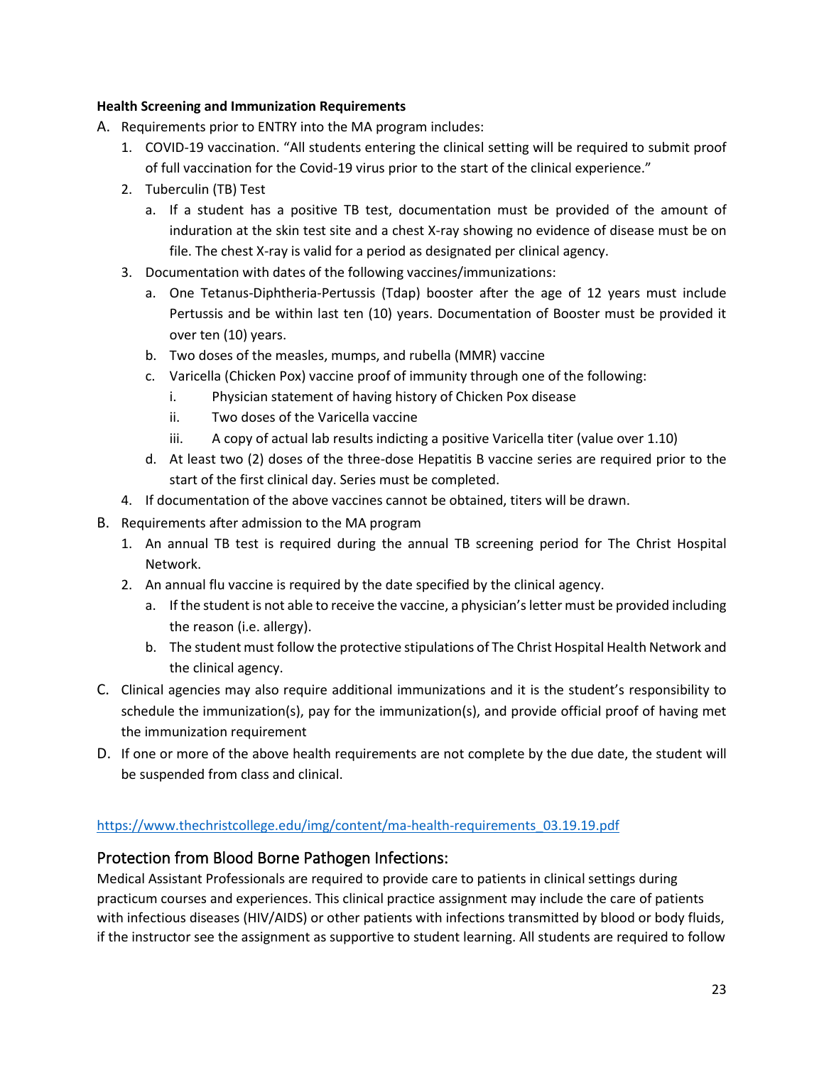**Health Screening and Immunization Requirements**

A. Requirements prior to ENTRY into the MA program includes:
   1. COVID-19 vaccination. "All students entering the clinical setting will be required to submit proof of full vaccination for the Covid-19 virus prior to the start of the clinical experience."
   2. Tuberculin (TB) Test
      a. If a student has a positive TB test, documentation must be provided of the amount of induration at the skin test site and a chest X-ray showing no evidence of disease must be on file. The chest X-ray is valid for a period as designated per clinical agency.
   3. Documentation with dates of the following vaccines/immunizations:
      a. One Tetanus-Diphtheria-Pertussis (Tdap) booster after the age of 12 years must include Pertussis and be within last ten (10) years. Documentation of Booster must be provided it over ten (10) years.
      b. Two doses of the measles, mumps, and rubella (MMR) vaccine
      c. Varicella (Chicken Pox) vaccine proof of immunity through one of the following:
         i. Physician statement of having history of Chicken Pox disease
         ii. Two doses of the Varicella vaccine
         iii. A copy of actual lab results indicting a positive Varicella titer (value over 1.10)
      d. At least two (2) doses of the three-dose Hepatitis B vaccine series are required prior to the start of the first clinical day. Series must be completed.
   4. If documentation of the above vaccines cannot be obtained, titers will be drawn.

B. Requirements after admission to the MA program
   1. An annual TB test is required during the annual TB screening period for The Christ Hospital Network.
   2. An annual flu vaccine is required by the date specified by the clinical agency.
      a. If the student is not able to receive the vaccine, a physician's letter must be provided including the reason (i.e. allergy).
      b. The student must follow the protective stipulations of The Christ Hospital Health Network and the clinical agency.

C. Clinical agencies may also require additional immunizations and it is the student's responsibility to schedule the immunization(s), pay for the immunization(s), and provide official proof of having met the immunization requirement

D. If one or more of the above health requirements are not complete by the due date, the student will be suspended from class and clinical.

https://www.thechristcollege.edu/img/content/ma-health-requirements_03.19.19.pdf

## Protection from Blood Borne Pathogen Infections:

Medical Assistant Professionals are required to provide care to patients in clinical settings during practicum courses and experiences. This clinical practice assignment may include the care of patients with infectious diseases (HIV/AIDS) or other patients with infections transmitted by blood or body fluids, if the instructor see the assignment as supportive to student learning. All students are required to follow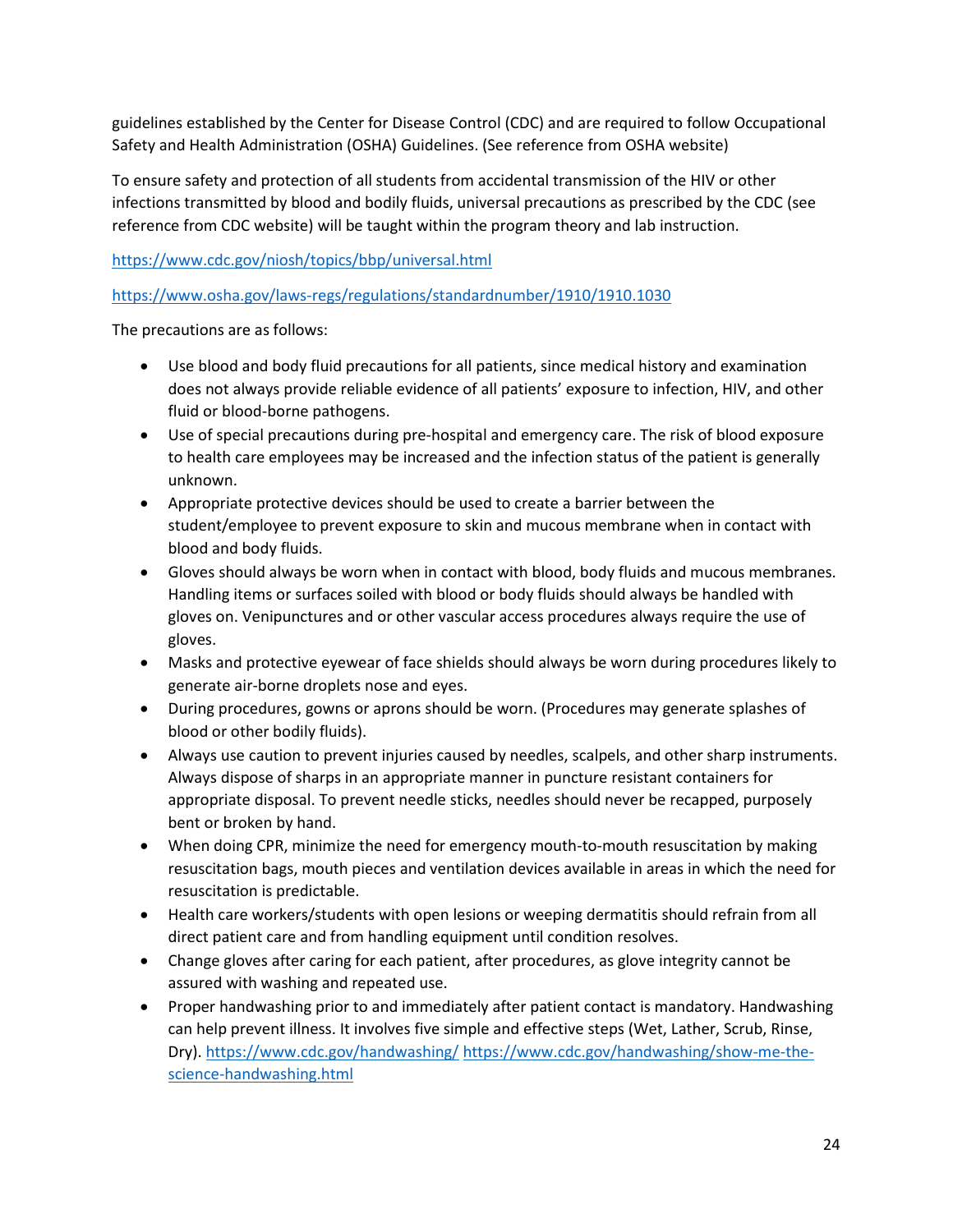guidelines established by the Center for Disease Control (CDC) and are required to follow Occupational Safety and Health Administration (OSHA) Guidelines. (See reference from OSHA website)

To ensure safety and protection of all students from accidental transmission of the HIV or other infections transmitted by blood and bodily fluids, universal precautions as prescribed by the CDC (see reference from CDC website) will be taught within the program theory and lab instruction.

https://www.cdc.gov/niosh/topics/bbp/universal.html

https://www.osha.gov/laws-regs/regulations/standardnumber/1910/1910.1030

The precautions are as follows:

- Use blood and body fluid precautions for all patients, since medical history and examination does not always provide reliable evidence of all patients' exposure to infection, HIV, and other fluid or blood-borne pathogens.
- Use of special precautions during pre-hospital and emergency care. The risk of blood exposure to health care employees may be increased and the infection status of the patient is generally unknown.
- Appropriate protective devices should be used to create a barrier between the student/employee to prevent exposure to skin and mucous membrane when in contact with blood and body fluids.
- Gloves should always be worn when in contact with blood, body fluids and mucous membranes. Handling items or surfaces soiled with blood or body fluids should always be handled with gloves on. Venipunctures and or other vascular access procedures always require the use of gloves.
- Masks and protective eyewear of face shields should always be worn during procedures likely to generate air-borne droplets nose and eyes.
- During procedures, gowns or aprons should be worn. (Procedures may generate splashes of blood or other bodily fluids).
- Always use caution to prevent injuries caused by needles, scalpels, and other sharp instruments. Always dispose of sharps in an appropriate manner in puncture resistant containers for appropriate disposal. To prevent needle sticks, needles should never be recapped, purposely bent or broken by hand.
- When doing CPR, minimize the need for emergency mouth-to-mouth resuscitation by making resuscitation bags, mouth pieces and ventilation devices available in areas in which the need for resuscitation is predictable.
- Health care workers/students with open lesions or weeping dermatitis should refrain from all direct patient care and from handling equipment until condition resolves.
- Change gloves after caring for each patient, after procedures, as glove integrity cannot be assured with washing and repeated use.
- Proper handwashing prior to and immediately after patient contact is mandatory. Handwashing can help prevent illness. It involves five simple and effective steps (Wet, Lather, Scrub, Rinse, Dry). https://www.cdc.gov/handwashing/ https://www.cdc.gov/handwashing/show-me-the-science-handwashing.html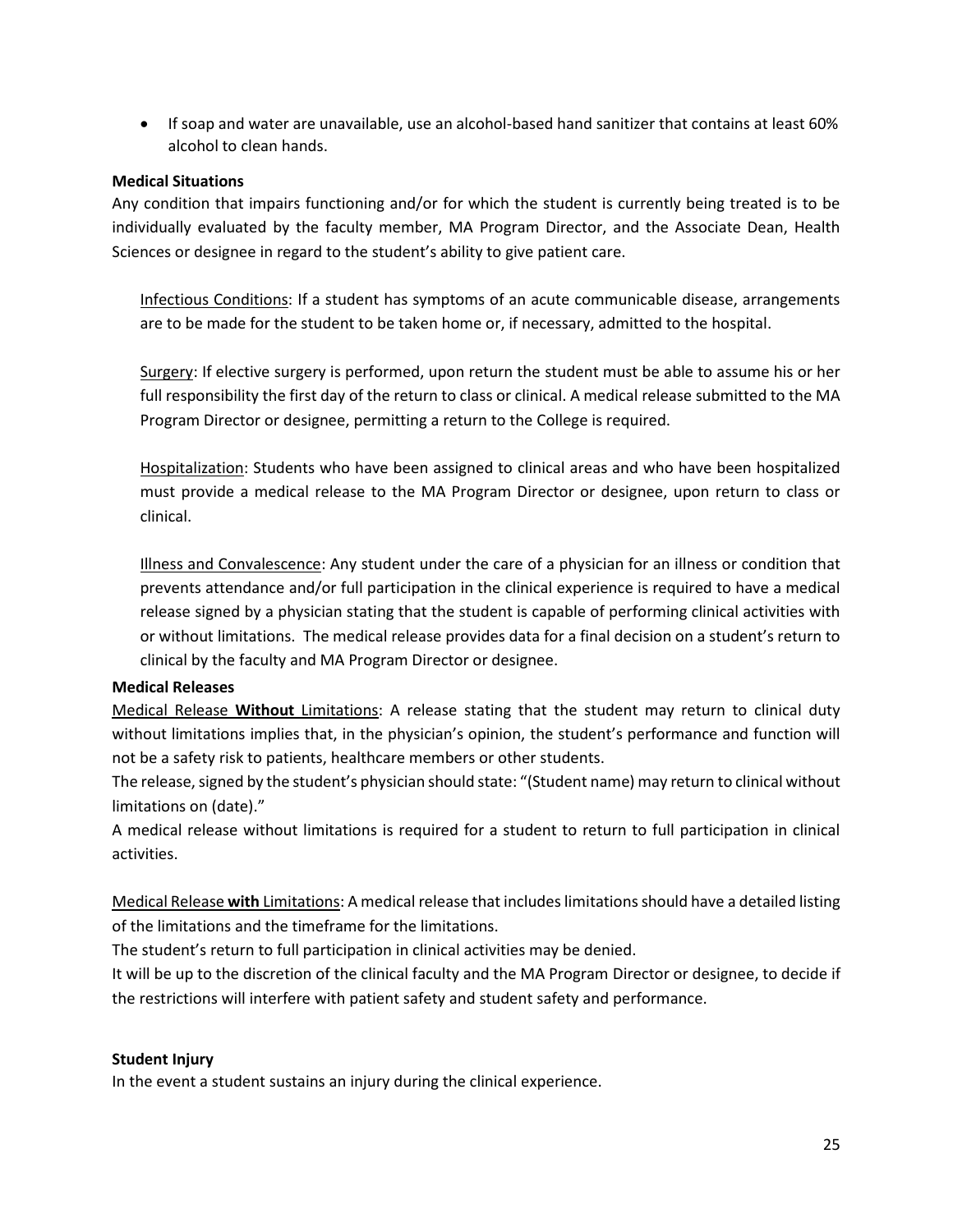- If soap and water are unavailable, use an alcohol-based hand sanitizer that contains at least 60% alcohol to clean hands.

**Medical Situations**

Any condition that impairs functioning and/or for which the student is currently being treated is to be individually evaluated by the faculty member, MA Program Director, and the Associate Dean, Health Sciences or designee in regard to the student's ability to give patient care.

Infectious Conditions: If a student has symptoms of an acute communicable disease, arrangements are to be made for the student to be taken home or, if necessary, admitted to the hospital.

Surgery: If elective surgery is performed, upon return the student must be able to assume his or her full responsibility the first day of the return to class or clinical. A medical release submitted to the MA Program Director or designee, permitting a return to the College is required.

Hospitalization: Students who have been assigned to clinical areas and who have been hospitalized must provide a medical release to the MA Program Director or designee, upon return to class or clinical.

Illness and Convalescence: Any student under the care of a physician for an illness or condition that prevents attendance and/or full participation in the clinical experience is required to have a medical release signed by a physician stating that the student is capable of performing clinical activities with or without limitations. The medical release provides data for a final decision on a student's return to clinical by the faculty and MA Program Director or designee.

**Medical Releases**

Medical Release **Without** Limitations: A release stating that the student may return to clinical duty without limitations implies that, in the physician's opinion, the student's performance and function will not be a safety risk to patients, healthcare members or other students.

The release, signed by the student's physician should state: "(Student name) may return to clinical without limitations on (date)."

A medical release without limitations is required for a student to return to full participation in clinical activities.

Medical Release **with** Limitations: A medical release that includes limitations should have a detailed listing of the limitations and the timeframe for the limitations.

The student's return to full participation in clinical activities may be denied.

It will be up to the discretion of the clinical faculty and the MA Program Director or designee, to decide if the restrictions will interfere with patient safety and student safety and performance.

**Student Injury**

In the event a student sustains an injury during the clinical experience.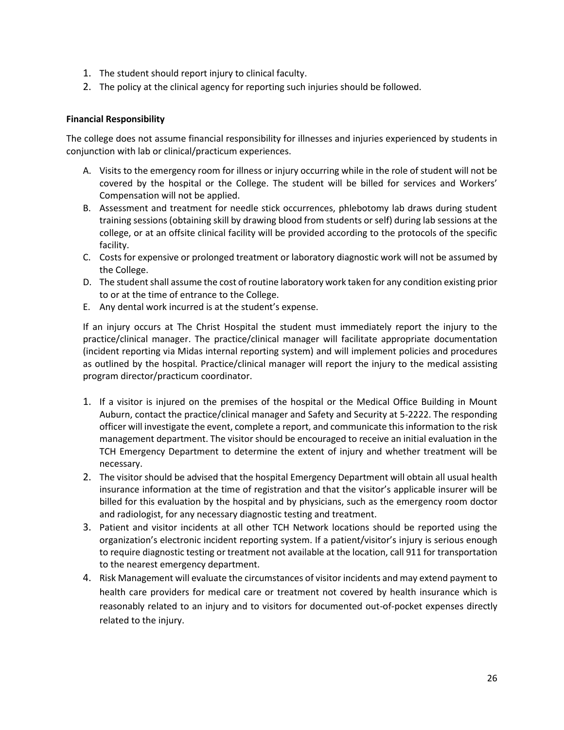1. The student should report injury to clinical faculty.
2. The policy at the clinical agency for reporting such injuries should be followed.

**Financial Responsibility**

The college does not assume financial responsibility for illnesses and injuries experienced by students in conjunction with lab or clinical/practicum experiences.

A. Visits to the emergency room for illness or injury occurring while in the role of student will not be covered by the hospital or the College. The student will be billed for services and Workers' Compensation will not be applied.
B. Assessment and treatment for needle stick occurrences, phlebotomy lab draws during student training sessions (obtaining skill by drawing blood from students or self) during lab sessions at the college, or at an offsite clinical facility will be provided according to the protocols of the specific facility.
C. Costs for expensive or prolonged treatment or laboratory diagnostic work will not be assumed by the College.
D. The student shall assume the cost of routine laboratory work taken for any condition existing prior to or at the time of entrance to the College.
E. Any dental work incurred is at the student's expense.

If an injury occurs at The Christ Hospital the student must immediately report the injury to the practice/clinical manager. The practice/clinical manager will facilitate appropriate documentation (incident reporting via Midas internal reporting system) and will implement policies and procedures as outlined by the hospital. Practice/clinical manager will report the injury to the medical assisting program director/practicum coordinator.

1. If a visitor is injured on the premises of the hospital or the Medical Office Building in Mount Auburn, contact the practice/clinical manager and Safety and Security at 5-2222. The responding officer will investigate the event, complete a report, and communicate this information to the risk management department. The visitor should be encouraged to receive an initial evaluation in the TCH Emergency Department to determine the extent of injury and whether treatment will be necessary.
2. The visitor should be advised that the hospital Emergency Department will obtain all usual health insurance information at the time of registration and that the visitor's applicable insurer will be billed for this evaluation by the hospital and by physicians, such as the emergency room doctor and radiologist, for any necessary diagnostic testing and treatment.
3. Patient and visitor incidents at all other TCH Network locations should be reported using the organization's electronic incident reporting system. If a patient/visitor's injury is serious enough to require diagnostic testing or treatment not available at the location, call 911 for transportation to the nearest emergency department.
4. Risk Management will evaluate the circumstances of visitor incidents and may extend payment to health care providers for medical care or treatment not covered by health insurance which is reasonably related to an injury and to visitors for documented out-of-pocket expenses directly related to the injury.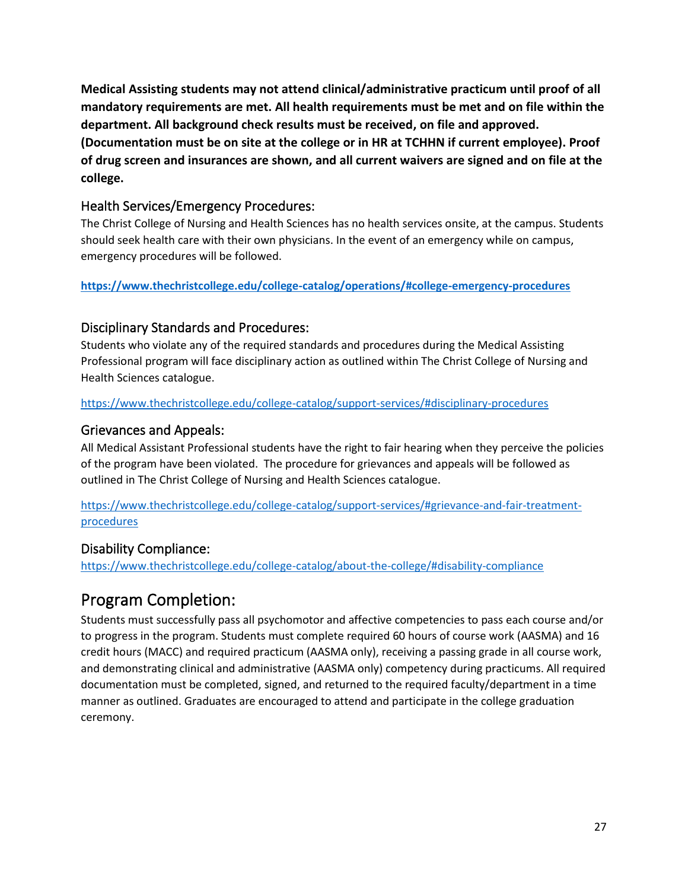**Medical Assisting students may not attend clinical/administrative practicum until proof of all mandatory requirements are met. All health requirements must be met and on file within the department. All background check results must be received, on file and approved. (Documentation must be on site at the college or in HR at TCHHN if current employee). Proof of drug screen and insurances are shown, and all current waivers are signed and on file at the college.**

### Health Services/Emergency Procedures:

The Christ College of Nursing and Health Sciences has no health services onsite, at the campus. Students should seek health care with their own physicians. In the event of an emergency while on campus, emergency procedures will be followed.

**https://www.thechristcollege.edu/college-catalog/operations/#college-emergency-procedures**

### Disciplinary Standards and Procedures:

Students who violate any of the required standards and procedures during the Medical Assisting Professional program will face disciplinary action as outlined within The Christ College of Nursing and Health Sciences catalogue.

https://www.thechristcollege.edu/college-catalog/support-services/#disciplinary-procedures

### Grievances and Appeals:

All Medical Assistant Professional students have the right to fair hearing when they perceive the policies of the program have been violated. The procedure for grievances and appeals will be followed as outlined in The Christ College of Nursing and Health Sciences catalogue.

https://www.thechristcollege.edu/college-catalog/support-services/#grievance-and-fair-treatment-procedures

### Disability Compliance:

https://www.thechristcollege.edu/college-catalog/about-the-college/#disability-compliance

## Program Completion:

Students must successfully pass all psychomotor and affective competencies to pass each course and/or to progress in the program. Students must complete required 60 hours of course work (AASMA) and 16 credit hours (MACC) and required practicum (AASMA only), receiving a passing grade in all course work, and demonstrating clinical and administrative (AASMA only) competency during practicums. All required documentation must be completed, signed, and returned to the required faculty/department in a time manner as outlined. Graduates are encouraged to attend and participate in the college graduation ceremony.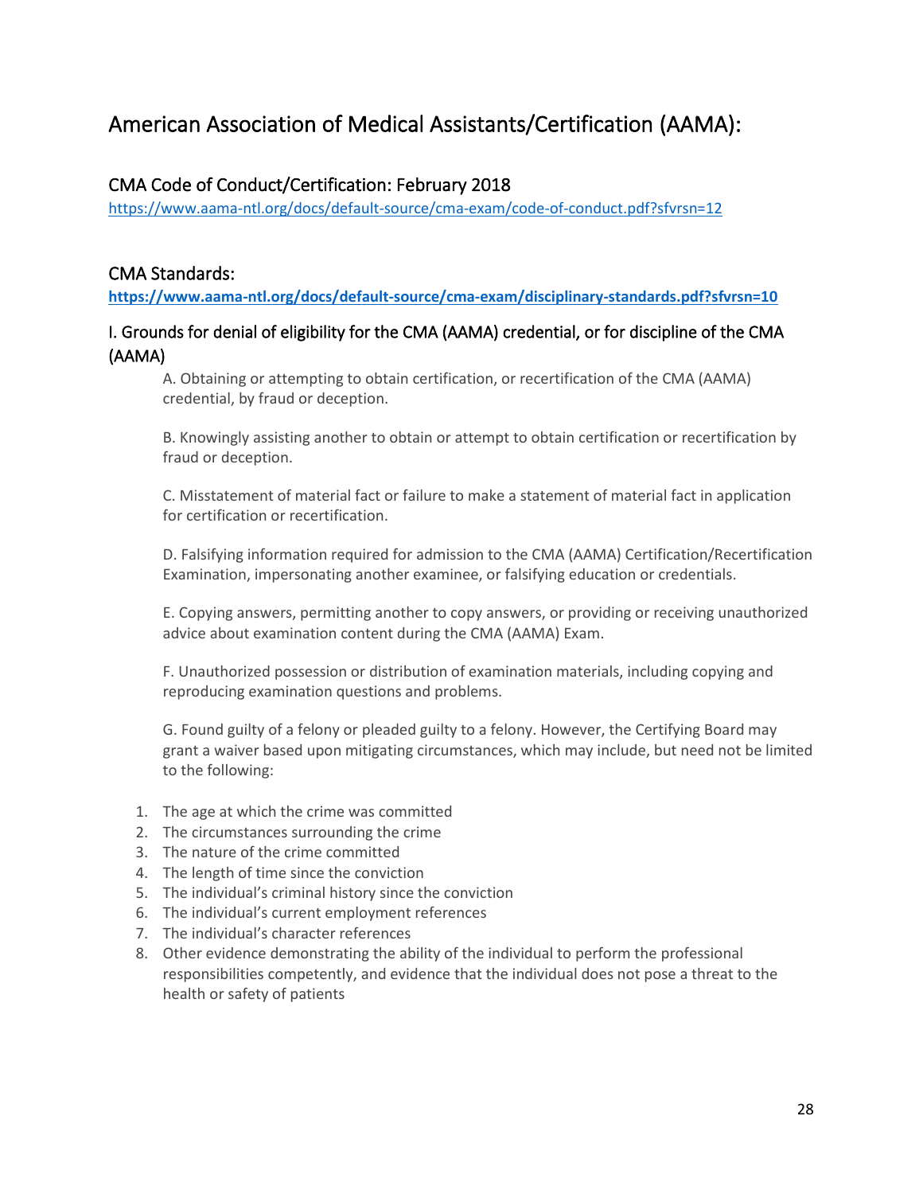# American Association of Medical Assistants/Certification (AAMA):

## CMA Code of Conduct/Certification: February 2018

https://www.aama-ntl.org/docs/default-source/cma-exam/code-of-conduct.pdf?sfvrsn=12

## CMA Standards:

**https://www.aama-ntl.org/docs/default-source/cma-exam/disciplinary-standards.pdf?sfvrsn=10**

### I. Grounds for denial of eligibility for the CMA (AAMA) credential, or for discipline of the CMA (AAMA)

A. Obtaining or attempting to obtain certification, or recertification of the CMA (AAMA) credential, by fraud or deception.

B. Knowingly assisting another to obtain or attempt to obtain certification or recertification by fraud or deception.

C. Misstatement of material fact or failure to make a statement of material fact in application for certification or recertification.

D. Falsifying information required for admission to the CMA (AAMA) Certification/Recertification Examination, impersonating another examinee, or falsifying education or credentials.

E. Copying answers, permitting another to copy answers, or providing or receiving unauthorized advice about examination content during the CMA (AAMA) Exam.

F. Unauthorized possession or distribution of examination materials, including copying and reproducing examination questions and problems.

G. Found guilty of a felony or pleaded guilty to a felony. However, the Certifying Board may grant a waiver based upon mitigating circumstances, which may include, but need not be limited to the following:

1. The age at which the crime was committed
2. The circumstances surrounding the crime
3. The nature of the crime committed
4. The length of time since the conviction
5. The individual's criminal history since the conviction
6. The individual's current employment references
7. The individual's character references
8. Other evidence demonstrating the ability of the individual to perform the professional responsibilities competently, and evidence that the individual does not pose a threat to the health or safety of patients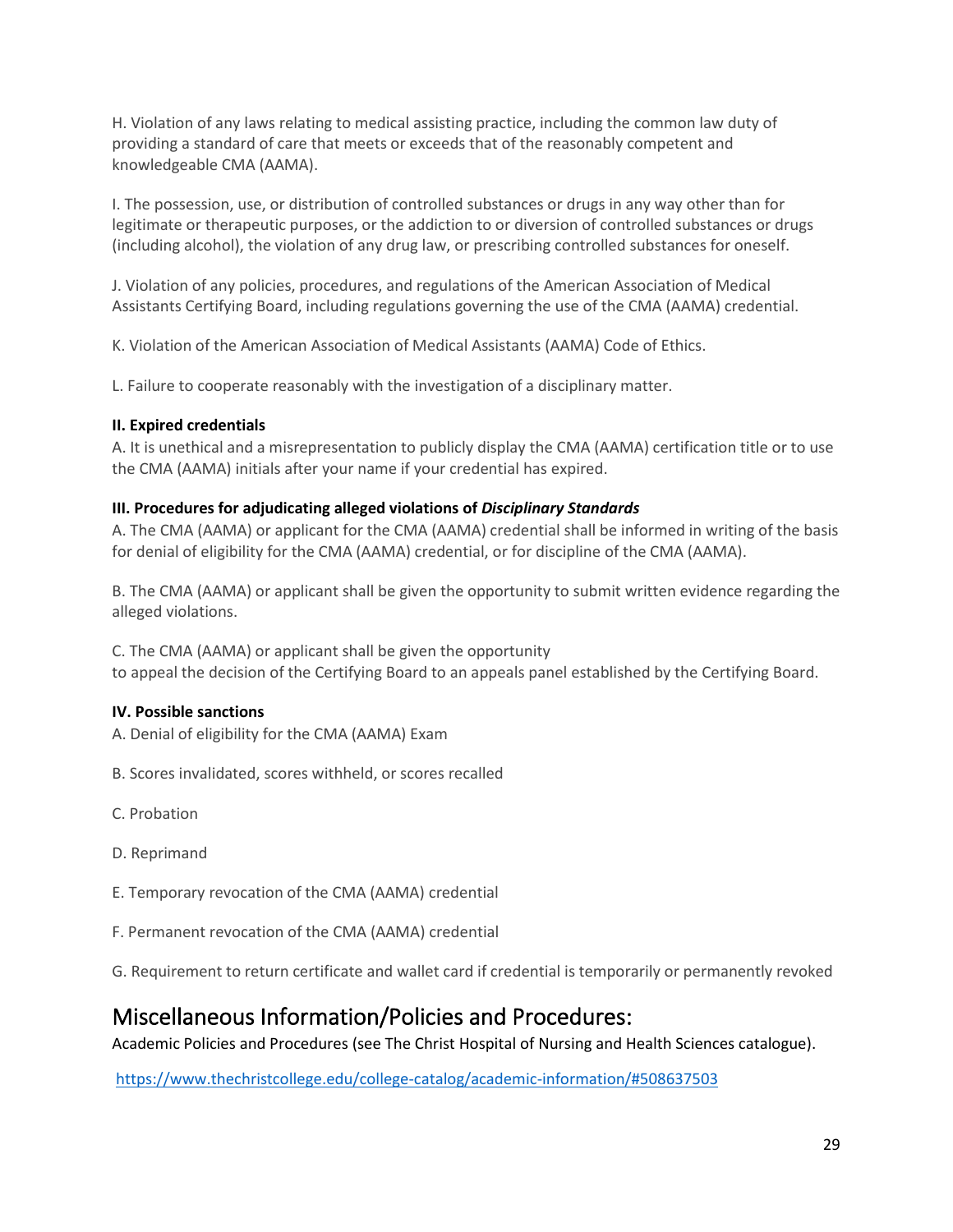H. Violation of any laws relating to medical assisting practice, including the common law duty of providing a standard of care that meets or exceeds that of the reasonably competent and knowledgeable CMA (AAMA).

I. The possession, use, or distribution of controlled substances or drugs in any way other than for legitimate or therapeutic purposes, or the addiction to or diversion of controlled substances or drugs (including alcohol), the violation of any drug law, or prescribing controlled substances for oneself.

J. Violation of any policies, procedures, and regulations of the American Association of Medical Assistants Certifying Board, including regulations governing the use of the CMA (AAMA) credential.

K. Violation of the American Association of Medical Assistants (AAMA) Code of Ethics.

L. Failure to cooperate reasonably with the investigation of a disciplinary matter.

**II. Expired credentials**

A. It is unethical and a misrepresentation to publicly display the CMA (AAMA) certification title or to use the CMA (AAMA) initials after your name if your credential has expired.

**III. Procedures for adjudicating alleged violations of *Disciplinary Standards***

A. The CMA (AAMA) or applicant for the CMA (AAMA) credential shall be informed in writing of the basis for denial of eligibility for the CMA (AAMA) credential, or for discipline of the CMA (AAMA).

B. The CMA (AAMA) or applicant shall be given the opportunity to submit written evidence regarding the alleged violations.

C. The CMA (AAMA) or applicant shall be given the opportunity to appeal the decision of the Certifying Board to an appeals panel established by the Certifying Board.

**IV. Possible sanctions**

A. Denial of eligibility for the CMA (AAMA) Exam

B. Scores invalidated, scores withheld, or scores recalled

C. Probation

D. Reprimand

E. Temporary revocation of the CMA (AAMA) credential

F. Permanent revocation of the CMA (AAMA) credential

G. Requirement to return certificate and wallet card if credential is temporarily or permanently revoked

## Miscellaneous Information/Policies and Procedures:

Academic Policies and Procedures (see The Christ Hospital of Nursing and Health Sciences catalogue).

https://www.thechristcollege.edu/college-catalog/academic-information/#508637503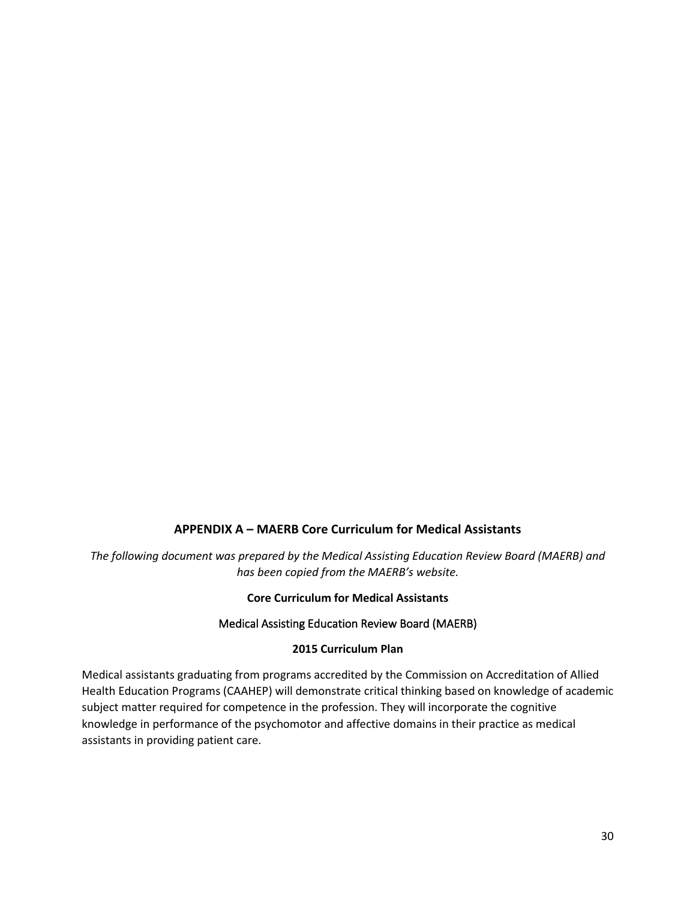## APPENDIX A – MAERB Core Curriculum for Medical Assistants

*The following document was prepared by the Medical Assisting Education Review Board (MAERB) and has been copied from the MAERB's website.*

**Core Curriculum for Medical Assistants**

Medical Assisting Education Review Board (MAERB)

**2015 Curriculum Plan**

Medical assistants graduating from programs accredited by the Commission on Accreditation of Allied Health Education Programs (CAAHEP) will demonstrate critical thinking based on knowledge of academic subject matter required for competence in the profession. They will incorporate the cognitive knowledge in performance of the psychomotor and affective domains in their practice as medical assistants in providing patient care.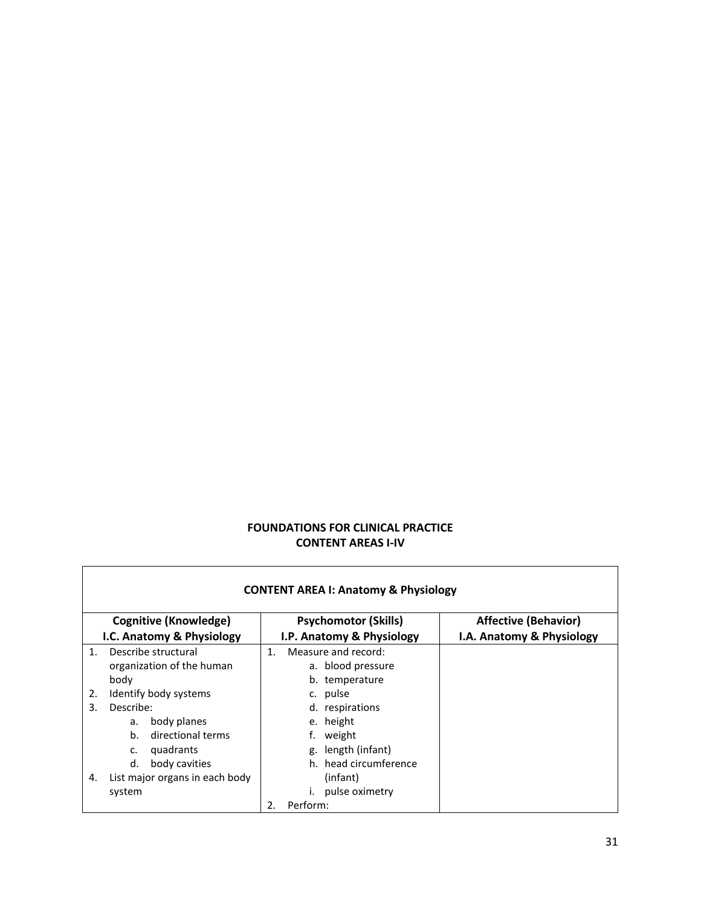## FOUNDATIONS FOR CLINICAL PRACTICE
## CONTENT AREAS I-IV

| CONTENT AREA I: Anatomy & Physiology | | |
|---|---|---|
| **Cognitive (Knowledge)**<br>**I.C. Anatomy & Physiology** | **Psychomotor (Skills)**<br>**I.P. Anatomy & Physiology** | **Affective (Behavior)**<br>**I.A. Anatomy & Physiology** |
| 1. Describe structural organization of the human body<br>2. Identify body systems<br>3. Describe:<br>a. body planes<br>b. directional terms<br>c. quadrants<br>d. body cavities<br>4. List major organs in each body system | 1. Measure and record:<br>a. blood pressure<br>b. temperature<br>c. pulse<br>d. respirations<br>e. height<br>f. weight<br>g. length (infant)<br>h. head circumference (infant)<br>i. pulse oximetry<br>2. Perform: | |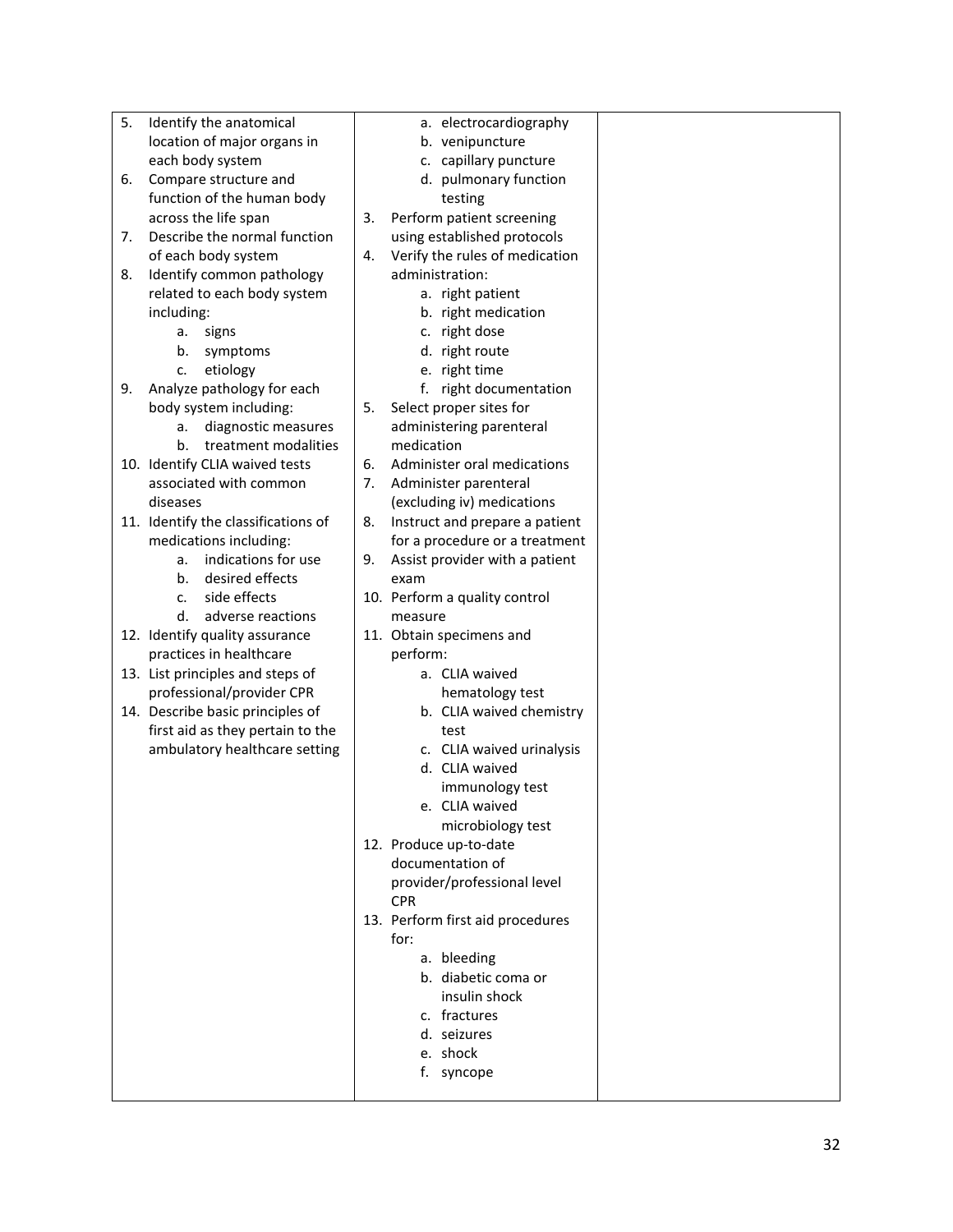| | | |
|---|---|---|
| 5. Identify the anatomical location of major organs in each body system<br>6. Compare structure and function of the human body across the life span<br>7. Describe the normal function of each body system<br>8. Identify common pathology related to each body system including:<br>&nbsp;&nbsp;&nbsp;&nbsp;a. signs<br>&nbsp;&nbsp;&nbsp;&nbsp;b. symptoms<br>&nbsp;&nbsp;&nbsp;&nbsp;c. etiology<br>9. Analyze pathology for each body system including:<br>&nbsp;&nbsp;&nbsp;&nbsp;a. diagnostic measures<br>&nbsp;&nbsp;&nbsp;&nbsp;b. treatment modalities<br>10. Identify CLIA waived tests associated with common diseases<br>11. Identify the classifications of medications including:<br>&nbsp;&nbsp;&nbsp;&nbsp;a. indications for use<br>&nbsp;&nbsp;&nbsp;&nbsp;b. desired effects<br>&nbsp;&nbsp;&nbsp;&nbsp;c. side effects<br>&nbsp;&nbsp;&nbsp;&nbsp;d. adverse reactions<br>12. Identify quality assurance practices in healthcare<br>13. List principles and steps of professional/provider CPR<br>14. Describe basic principles of first aid as they pertain to the ambulatory healthcare setting | &nbsp;&nbsp;&nbsp;&nbsp;a. electrocardiography<br>&nbsp;&nbsp;&nbsp;&nbsp;b. venipuncture<br>&nbsp;&nbsp;&nbsp;&nbsp;c. capillary puncture<br>&nbsp;&nbsp;&nbsp;&nbsp;d. pulmonary function testing<br>3. Perform patient screening using established protocols<br>4. Verify the rules of medication administration:<br>&nbsp;&nbsp;&nbsp;&nbsp;a. right patient<br>&nbsp;&nbsp;&nbsp;&nbsp;b. right medication<br>&nbsp;&nbsp;&nbsp;&nbsp;c. right dose<br>&nbsp;&nbsp;&nbsp;&nbsp;d. right route<br>&nbsp;&nbsp;&nbsp;&nbsp;e. right time<br>&nbsp;&nbsp;&nbsp;&nbsp;f. right documentation<br>5. Select proper sites for administering parenteral medication<br>6. Administer oral medications<br>7. Administer parenteral (excluding iv) medications<br>8. Instruct and prepare a patient for a procedure or a treatment<br>9. Assist provider with a patient exam<br>10. Perform a quality control measure<br>11. Obtain specimens and perform:<br>&nbsp;&nbsp;&nbsp;&nbsp;a. CLIA waived hematology test<br>&nbsp;&nbsp;&nbsp;&nbsp;b. CLIA waived chemistry test<br>&nbsp;&nbsp;&nbsp;&nbsp;c. CLIA waived urinalysis<br>&nbsp;&nbsp;&nbsp;&nbsp;d. CLIA waived immunology test<br>&nbsp;&nbsp;&nbsp;&nbsp;e. CLIA waived microbiology test<br>12. Produce up-to-date documentation of provider/professional level CPR<br>13. Perform first aid procedures for:<br>&nbsp;&nbsp;&nbsp;&nbsp;a. bleeding<br>&nbsp;&nbsp;&nbsp;&nbsp;b. diabetic coma or insulin shock<br>&nbsp;&nbsp;&nbsp;&nbsp;c. fractures<br>&nbsp;&nbsp;&nbsp;&nbsp;d. seizures<br>&nbsp;&nbsp;&nbsp;&nbsp;e. shock<br>&nbsp;&nbsp;&nbsp;&nbsp;f. syncope | |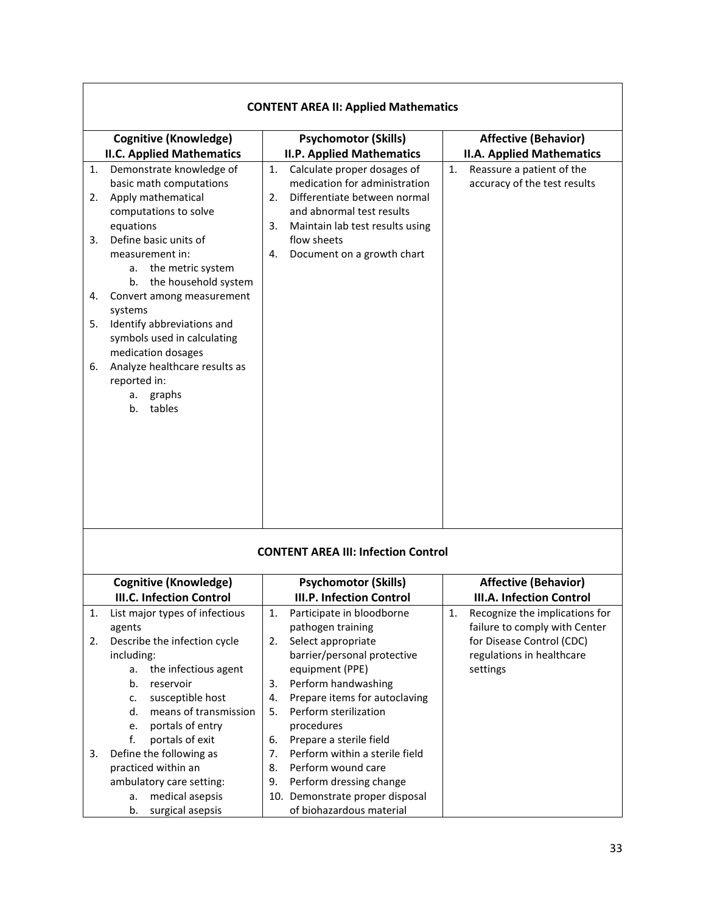| **CONTENT AREA II: Applied Mathematics** | | |
|---|---|---|
| **Cognitive (Knowledge)**<br>**II.C. Applied Mathematics** | **Psychomotor (Skills)**<br>**II.P. Applied Mathematics** | **Affective (Behavior)**<br>**II.A. Applied Mathematics** |
| 1. Demonstrate knowledge of basic math computations<br>2. Apply mathematical computations to solve equations<br>3. Define basic units of measurement in:<br>&nbsp;&nbsp;&nbsp;a. the metric system<br>&nbsp;&nbsp;&nbsp;b. the household system<br>4. Convert among measurement systems<br>5. Identify abbreviations and symbols used in calculating medication dosages<br>6. Analyze healthcare results as reported in:<br>&nbsp;&nbsp;&nbsp;a. graphs<br>&nbsp;&nbsp;&nbsp;b. tables | 1. Calculate proper dosages of medication for administration<br>2. Differentiate between normal and abnormal test results<br>3. Maintain lab test results using flow sheets<br>4. Document on a growth chart | 1. Reassure a patient of the accuracy of the test results |

| **CONTENT AREA III: Infection Control** | | |
|---|---|---|
| **Cognitive (Knowledge)**<br>**III.C. Infection Control** | **Psychomotor (Skills)**<br>**III.P. Infection Control** | **Affective (Behavior)**<br>**III.A. Infection Control** |
| 1. List major types of infectious agents<br>2. Describe the infection cycle including:<br>&nbsp;&nbsp;&nbsp;a. the infectious agent<br>&nbsp;&nbsp;&nbsp;b. reservoir<br>&nbsp;&nbsp;&nbsp;c. susceptible host<br>&nbsp;&nbsp;&nbsp;d. means of transmission<br>&nbsp;&nbsp;&nbsp;e. portals of entry<br>&nbsp;&nbsp;&nbsp;f. portals of exit<br>3. Define the following as practiced within an ambulatory care setting:<br>&nbsp;&nbsp;&nbsp;a. medical asepsis<br>&nbsp;&nbsp;&nbsp;b. surgical asepsis | 1. Participate in bloodborne pathogen training<br>2. Select appropriate barrier/personal protective equipment (PPE)<br>3. Perform handwashing<br>4. Prepare items for autoclaving<br>5. Perform sterilization procedures<br>6. Prepare a sterile field<br>7. Perform within a sterile field<br>8. Perform wound care<br>9. Perform dressing change<br>10. Demonstrate proper disposal of biohazardous material | 1. Recognize the implications for failure to comply with Center for Disease Control (CDC) regulations in healthcare settings |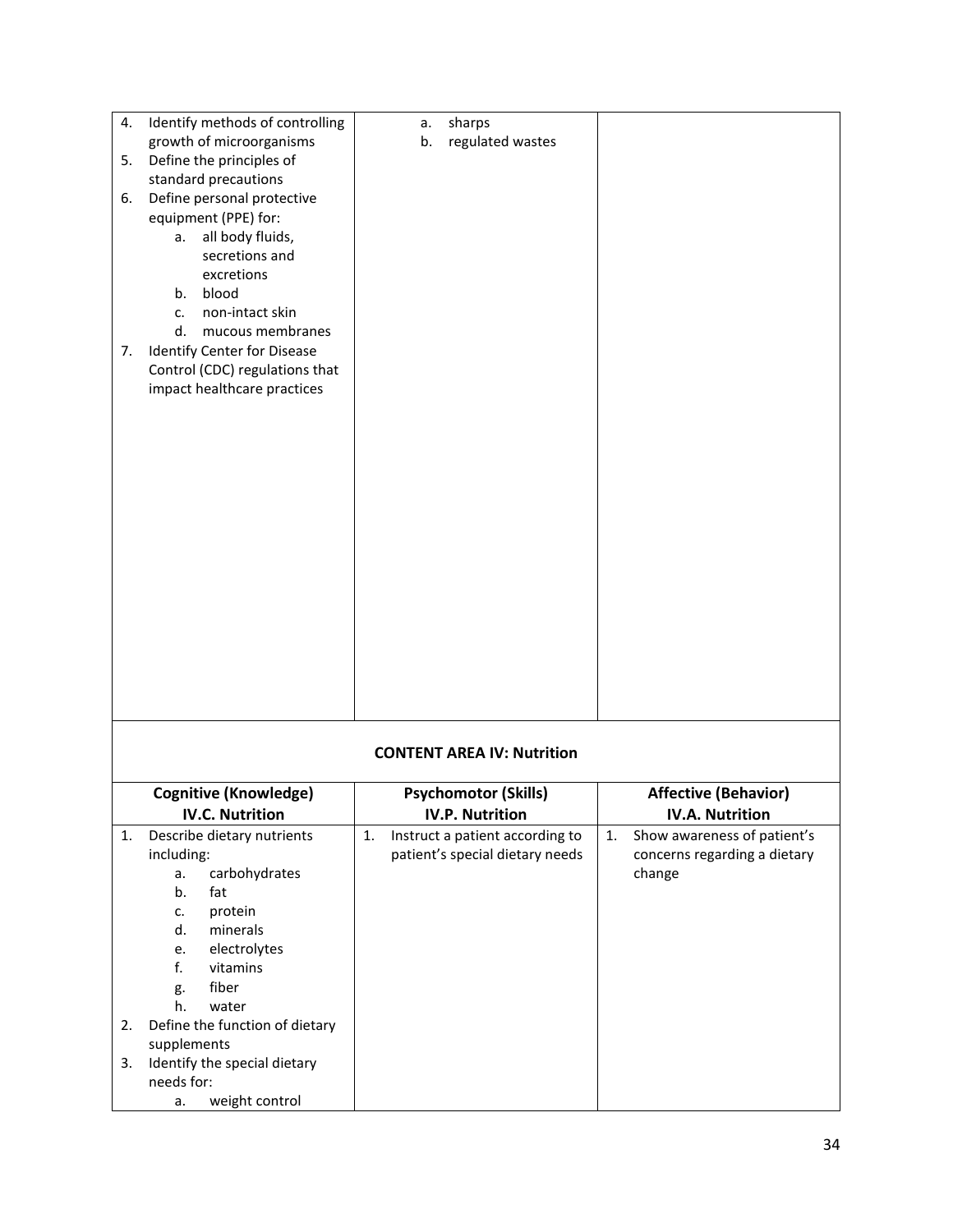| | | |
|---|---|---|
| 4. Identify methods of controlling growth of microorganisms<br>5. Define the principles of standard precautions<br>6. Define personal protective equipment (PPE) for:<br>&nbsp;&nbsp;&nbsp;a. all body fluids, secretions and excretions<br>&nbsp;&nbsp;&nbsp;b. blood<br>&nbsp;&nbsp;&nbsp;c. non-intact skin<br>&nbsp;&nbsp;&nbsp;d. mucous membranes<br>7. Identify Center for Disease Control (CDC) regulations that impact healthcare practices | a. sharps<br>b. regulated wastes | |

## CONTENT AREA IV: Nutrition

| Cognitive (Knowledge)<br>IV.C. Nutrition | Psychomotor (Skills)<br>IV.P. Nutrition | Affective (Behavior)<br>IV.A. Nutrition |
|---|---|---|
| 1. Describe dietary nutrients including:<br>&nbsp;&nbsp;&nbsp;a. carbohydrates<br>&nbsp;&nbsp;&nbsp;b. fat<br>&nbsp;&nbsp;&nbsp;c. protein<br>&nbsp;&nbsp;&nbsp;d. minerals<br>&nbsp;&nbsp;&nbsp;e. electrolytes<br>&nbsp;&nbsp;&nbsp;f. vitamins<br>&nbsp;&nbsp;&nbsp;g. fiber<br>&nbsp;&nbsp;&nbsp;h. water<br>2. Define the function of dietary supplements<br>3. Identify the special dietary needs for:<br>&nbsp;&nbsp;&nbsp;a. weight control | 1. Instruct a patient according to patient's special dietary needs | 1. Show awareness of patient's concerns regarding a dietary change |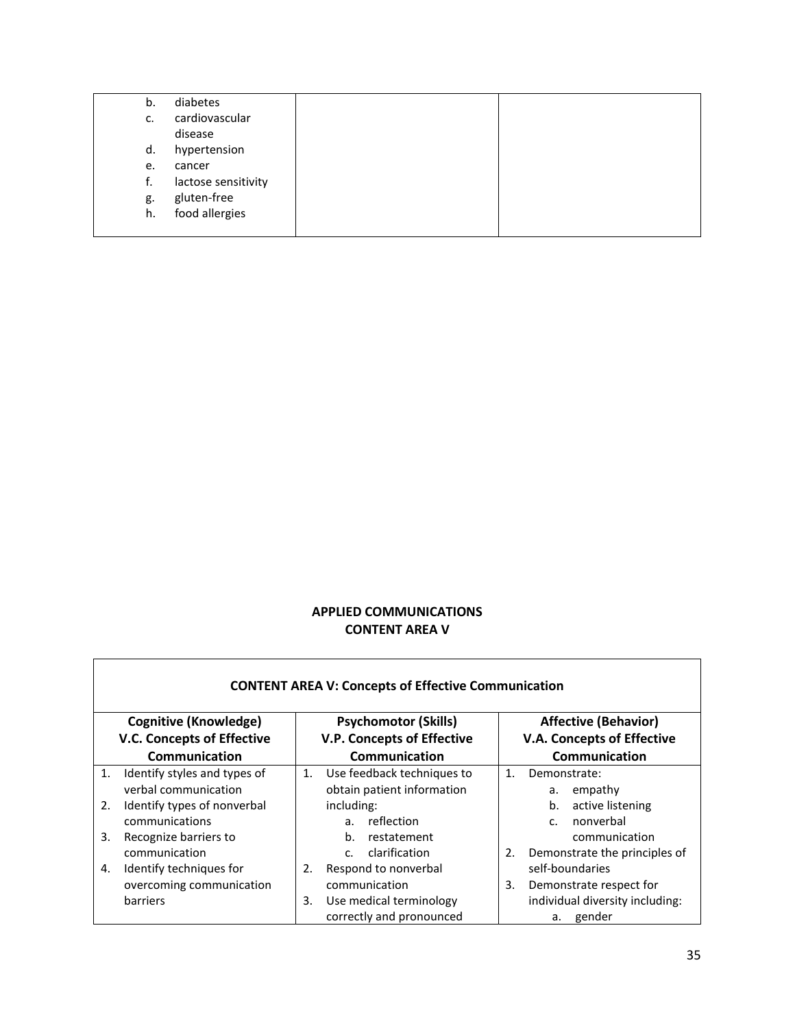| | | |
|---|---|---|
| b. diabetes<br>c. cardiovascular disease<br>d. hypertension<br>e. cancer<br>f. lactose sensitivity<br>g. gluten-free<br>h. food allergies | | |

## APPLIED COMMUNICATIONS
## CONTENT AREA V

| CONTENT AREA V: Concepts of Effective Communication | | |
|---|---|---|
| **Cognitive (Knowledge)**<br>**V.C. Concepts of Effective Communication** | **Psychomotor (Skills)**<br>**V.P. Concepts of Effective Communication** | **Affective (Behavior)**<br>**V.A. Concepts of Effective Communication** |
| 1. Identify styles and types of verbal communication<br>2. Identify types of nonverbal communications<br>3. Recognize barriers to communication<br>4. Identify techniques for overcoming communication barriers | 1. Use feedback techniques to obtain patient information including:<br>a. reflection<br>b. restatement<br>c. clarification<br>2. Respond to nonverbal communication<br>3. Use medical terminology correctly and pronounced | 1. Demonstrate:<br>a. empathy<br>b. active listening<br>c. nonverbal communication<br>2. Demonstrate the principles of self-boundaries<br>3. Demonstrate respect for individual diversity including:<br>a. gender |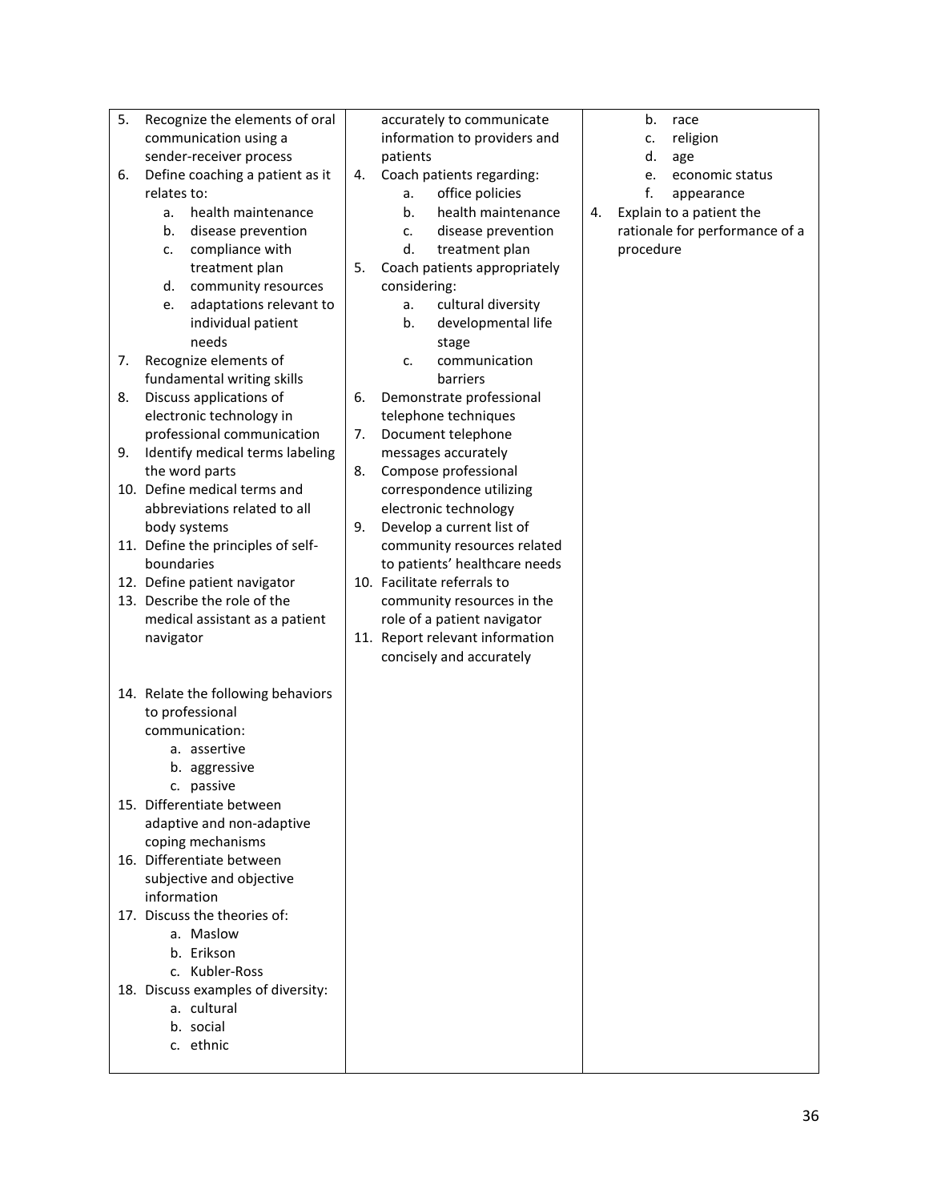| | | |
|---|---|---|
| 5. Recognize the elements of oral communication using a sender-receiver process<br>6. Define coaching a patient as it relates to:<br>&nbsp;&nbsp;&nbsp;a. health maintenance<br>&nbsp;&nbsp;&nbsp;b. disease prevention<br>&nbsp;&nbsp;&nbsp;c. compliance with treatment plan<br>&nbsp;&nbsp;&nbsp;d. community resources<br>&nbsp;&nbsp;&nbsp;e. adaptations relevant to individual patient needs<br>7. Recognize elements of fundamental writing skills<br>8. Discuss applications of electronic technology in professional communication<br>9. Identify medical terms labeling the word parts<br>10. Define medical terms and abbreviations related to all body systems<br>11. Define the principles of self-boundaries<br>12. Define patient navigator<br>13. Describe the role of the medical assistant as a patient navigator<br><br>14. Relate the following behaviors to professional communication:<br>&nbsp;&nbsp;&nbsp;a. assertive<br>&nbsp;&nbsp;&nbsp;b. aggressive<br>&nbsp;&nbsp;&nbsp;c. passive<br>15. Differentiate between adaptive and non-adaptive coping mechanisms<br>16. Differentiate between subjective and objective information<br>17. Discuss the theories of:<br>&nbsp;&nbsp;&nbsp;a. Maslow<br>&nbsp;&nbsp;&nbsp;b. Erikson<br>&nbsp;&nbsp;&nbsp;c. Kubler-Ross<br>18. Discuss examples of diversity:<br>&nbsp;&nbsp;&nbsp;a. cultural<br>&nbsp;&nbsp;&nbsp;b. social<br>&nbsp;&nbsp;&nbsp;c. ethnic | accurately to communicate information to providers and patients<br>4. Coach patients regarding:<br>&nbsp;&nbsp;&nbsp;a. office policies<br>&nbsp;&nbsp;&nbsp;b. health maintenance<br>&nbsp;&nbsp;&nbsp;c. disease prevention<br>&nbsp;&nbsp;&nbsp;d. treatment plan<br>5. Coach patients appropriately considering:<br>&nbsp;&nbsp;&nbsp;a. cultural diversity<br>&nbsp;&nbsp;&nbsp;b. developmental life stage<br>&nbsp;&nbsp;&nbsp;c. communication barriers<br>6. Demonstrate professional telephone techniques<br>7. Document telephone messages accurately<br>8. Compose professional correspondence utilizing electronic technology<br>9. Develop a current list of community resources related to patients' healthcare needs<br>10. Facilitate referrals to community resources in the role of a patient navigator<br>11. Report relevant information concisely and accurately | &nbsp;&nbsp;&nbsp;b. race<br>&nbsp;&nbsp;&nbsp;c. religion<br>&nbsp;&nbsp;&nbsp;d. age<br>&nbsp;&nbsp;&nbsp;e. economic status<br>&nbsp;&nbsp;&nbsp;f. appearance<br>4. Explain to a patient the rationale for performance of a procedure |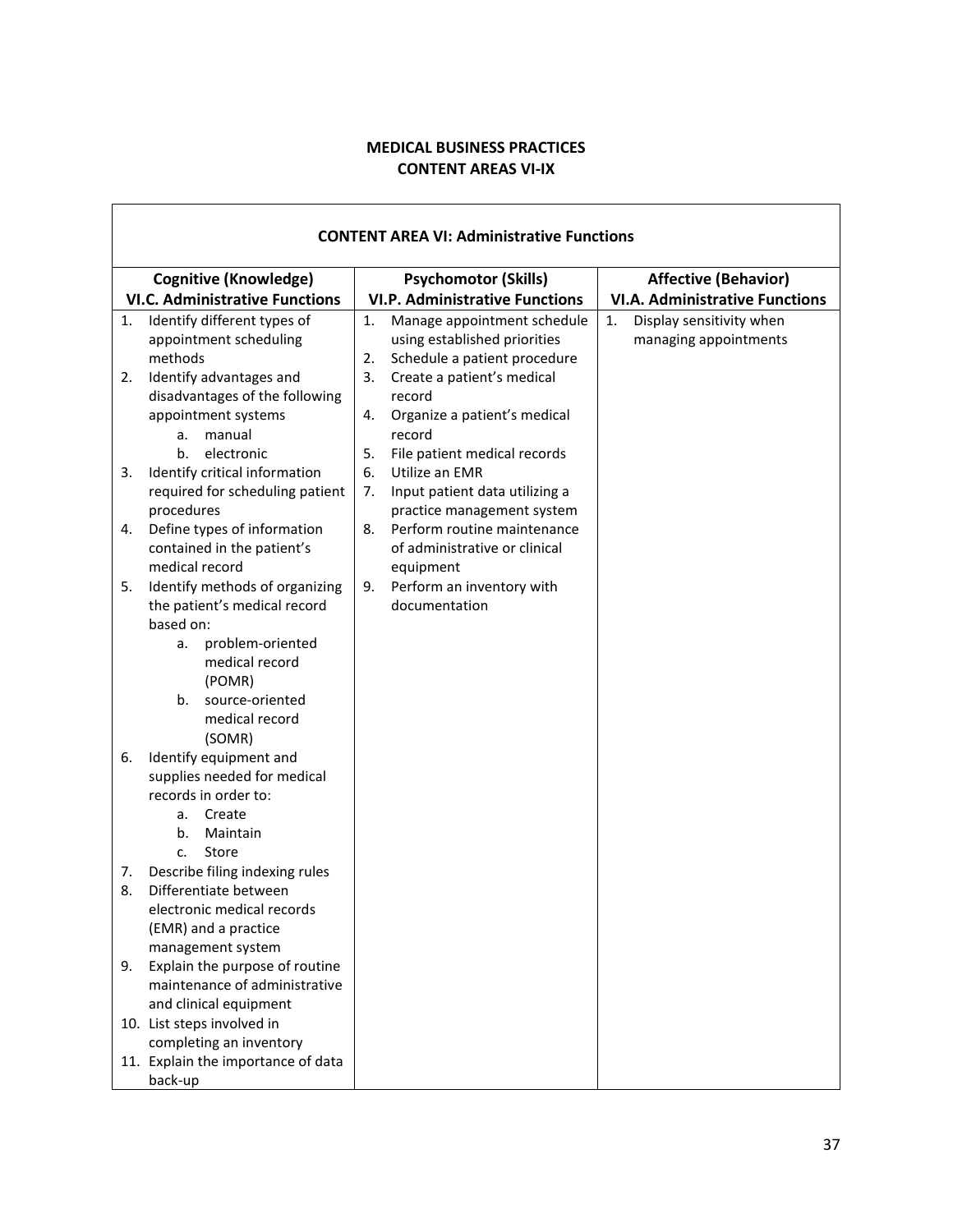# MEDICAL BUSINESS PRACTICES
## CONTENT AREAS VI-IX

| CONTENT AREA VI: Administrative Functions | | |
|---|---|---|
| **Cognitive (Knowledge)**<br>**VI.C. Administrative Functions** | **Psychomotor (Skills)**<br>**VI.P. Administrative Functions** | **Affective (Behavior)**<br>**VI.A. Administrative Functions** |
| 1. Identify different types of appointment scheduling methods<br>2. Identify advantages and disadvantages of the following appointment systems<br>&nbsp;&nbsp;&nbsp;&nbsp;a. manual<br>&nbsp;&nbsp;&nbsp;&nbsp;b. electronic<br>3. Identify critical information required for scheduling patient procedures<br>4. Define types of information contained in the patient's medical record<br>5. Identify methods of organizing the patient's medical record based on:<br>&nbsp;&nbsp;&nbsp;&nbsp;a. problem-oriented medical record (POMR)<br>&nbsp;&nbsp;&nbsp;&nbsp;b. source-oriented medical record (SOMR)<br>6. Identify equipment and supplies needed for medical records in order to:<br>&nbsp;&nbsp;&nbsp;&nbsp;a. Create<br>&nbsp;&nbsp;&nbsp;&nbsp;b. Maintain<br>&nbsp;&nbsp;&nbsp;&nbsp;c. Store<br>7. Describe filing indexing rules<br>8. Differentiate between electronic medical records (EMR) and a practice management system<br>9. Explain the purpose of routine maintenance of administrative and clinical equipment<br>10. List steps involved in completing an inventory<br>11. Explain the importance of data back-up | 1. Manage appointment schedule using established priorities<br>2. Schedule a patient procedure<br>3. Create a patient's medical record<br>4. Organize a patient's medical record<br>5. File patient medical records<br>6. Utilize an EMR<br>7. Input patient data utilizing a practice management system<br>8. Perform routine maintenance of administrative or clinical equipment<br>9. Perform an inventory with documentation | 1. Display sensitivity when managing appointments |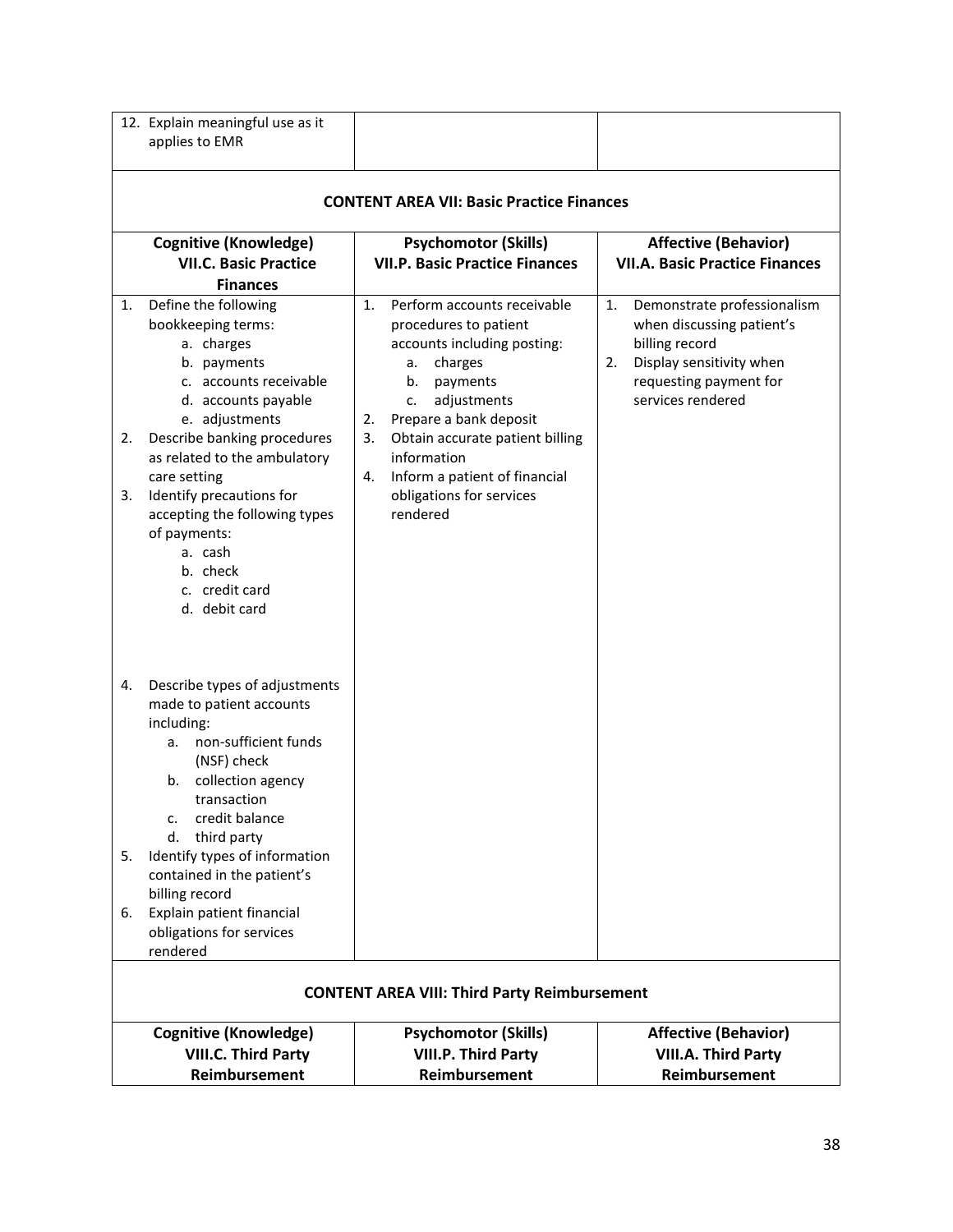| | | |
|---|---|---|
| 12. Explain meaningful use as it applies to EMR | | |

**CONTENT AREA VII: Basic Practice Finances**

| Cognitive (Knowledge) VII.C. Basic Practice Finances | Psychomotor (Skills) VII.P. Basic Practice Finances | Affective (Behavior) VII.A. Basic Practice Finances |
|---|---|---|
| 1. Define the following bookkeeping terms:<br>a. charges<br>b. payments<br>c. accounts receivable<br>d. accounts payable<br>e. adjustments<br>2. Describe banking procedures as related to the ambulatory care setting<br>3. Identify precautions for accepting the following types of payments:<br>a. cash<br>b. check<br>c. credit card<br>d. debit card<br>4. Describe types of adjustments made to patient accounts including:<br>a. non-sufficient funds (NSF) check<br>b. collection agency transaction<br>c. credit balance<br>d. third party<br>5. Identify types of information contained in the patient's billing record<br>6. Explain patient financial obligations for services rendered | 1. Perform accounts receivable procedures to patient accounts including posting:<br>a. charges<br>b. payments<br>c. adjustments<br>2. Prepare a bank deposit<br>3. Obtain accurate patient billing information<br>4. Inform a patient of financial obligations for services rendered | 1. Demonstrate professionalism when discussing patient's billing record<br>2. Display sensitivity when requesting payment for services rendered |

**CONTENT AREA VIII: Third Party Reimbursement**

| Cognitive (Knowledge) VIII.C. Third Party Reimbursement | Psychomotor (Skills) VIII.P. Third Party Reimbursement | Affective (Behavior) VIII.A. Third Party Reimbursement |
|---|---|---|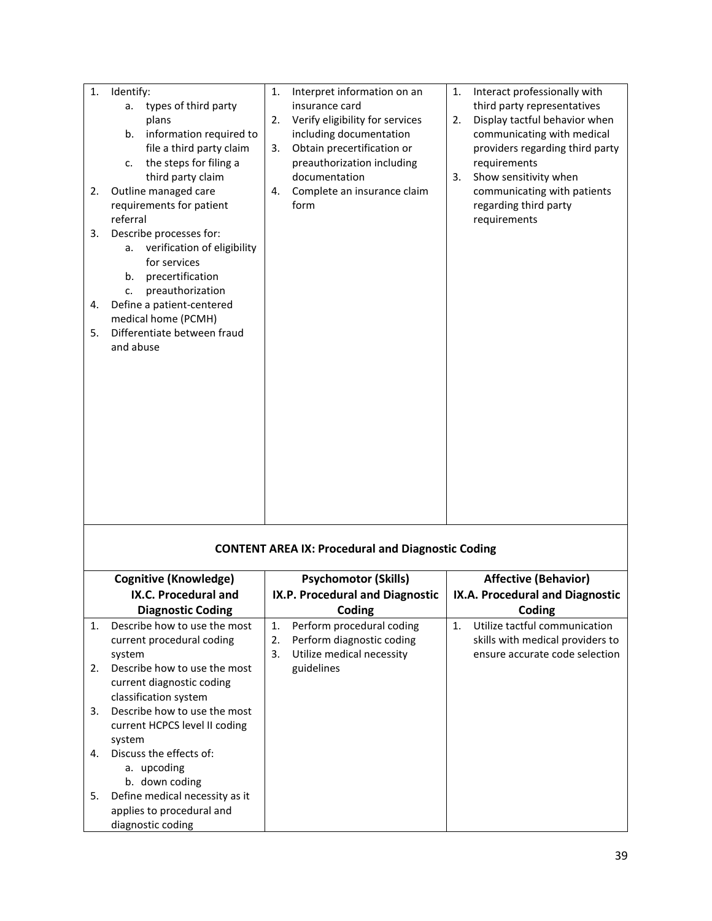| | | |
|---|---|---|
| 1. Identify:<br>a. types of third party plans<br>b. information required to file a third party claim<br>c. the steps for filing a third party claim<br>2. Outline managed care requirements for patient referral<br>3. Describe processes for:<br>a. verification of eligibility for services<br>b. precertification<br>c. preauthorization<br>4. Define a patient-centered medical home (PCMH)<br>5. Differentiate between fraud and abuse | 1. Interpret information on an insurance card<br>2. Verify eligibility for services including documentation<br>3. Obtain precertification or preauthorization including documentation<br>4. Complete an insurance claim form | 1. Interact professionally with third party representatives<br>2. Display tactful behavior when communicating with medical providers regarding third party requirements<br>3. Show sensitivity when communicating with patients regarding third party requirements |

## CONTENT AREA IX: Procedural and Diagnostic Coding

| **Cognitive (Knowledge)**<br>**IX.C. Procedural and Diagnostic Coding** | **Psychomotor (Skills)**<br>**IX.P. Procedural and Diagnostic Coding** | **Affective (Behavior)**<br>**IX.A. Procedural and Diagnostic Coding** |
|---|---|---|
| 1. Describe how to use the most current procedural coding system<br>2. Describe how to use the most current diagnostic coding classification system<br>3. Describe how to use the most current HCPCS level II coding system<br>4. Discuss the effects of:<br>a. upcoding<br>b. down coding<br>5. Define medical necessity as it applies to procedural and diagnostic coding | 1. Perform procedural coding<br>2. Perform diagnostic coding<br>3. Utilize medical necessity guidelines | 1. Utilize tactful communication skills with medical providers to ensure accurate code selection |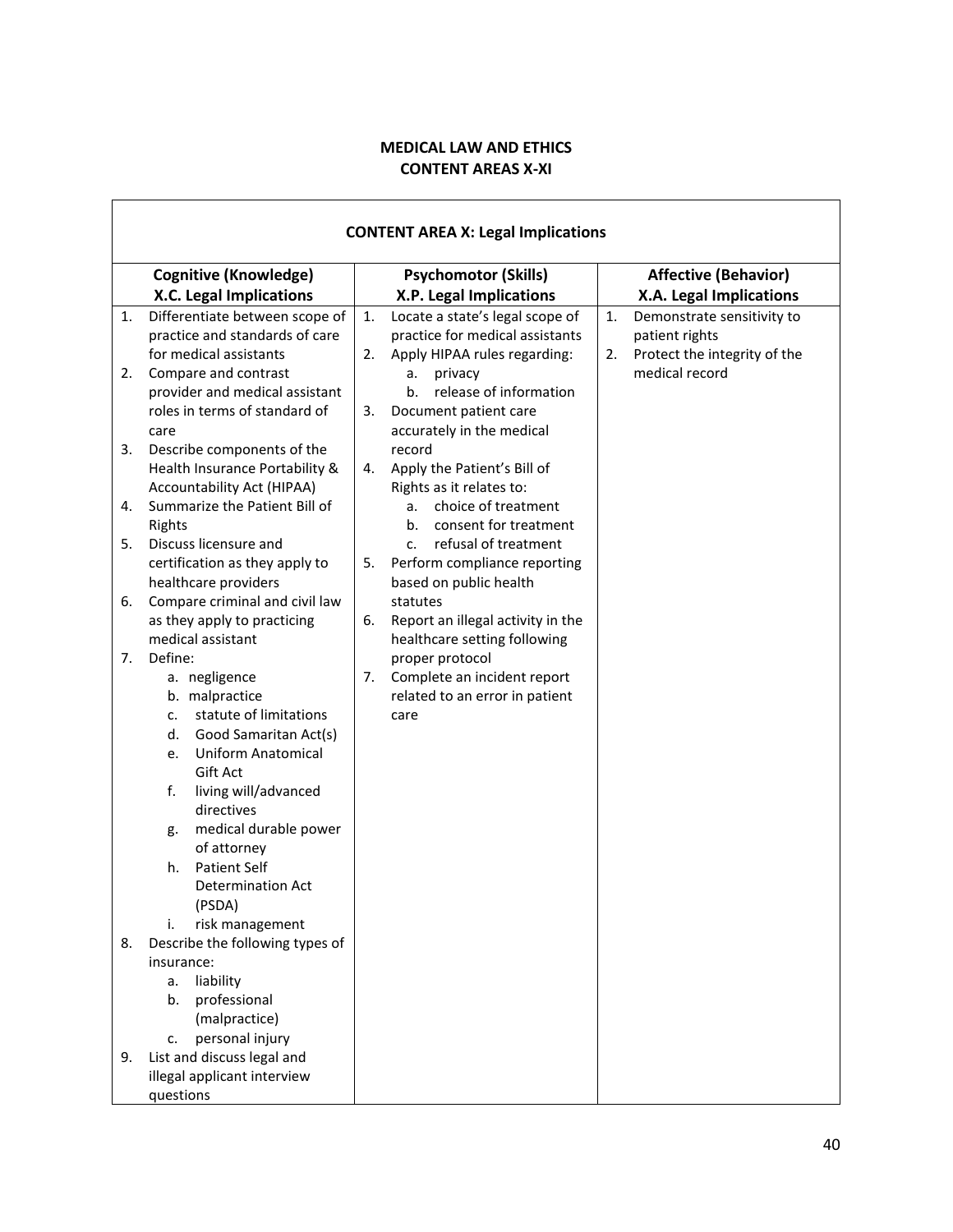# MEDICAL LAW AND ETHICS
## CONTENT AREAS X-XI

| CONTENT AREA X: Legal Implications | | |
|---|---|---|
| **Cognitive (Knowledge)**<br>**X.C. Legal Implications** | **Psychomotor (Skills)**<br>**X.P. Legal Implications** | **Affective (Behavior)**<br>**X.A. Legal Implications** |
| 1. Differentiate between scope of practice and standards of care for medical assistants<br>2. Compare and contrast provider and medical assistant roles in terms of standard of care<br>3. Describe components of the Health Insurance Portability & Accountability Act (HIPAA)<br>4. Summarize the Patient Bill of Rights<br>5. Discuss licensure and certification as they apply to healthcare providers<br>6. Compare criminal and civil law as they apply to practicing medical assistant<br>7. Define:<br>a. negligence<br>b. malpractice<br>c. statute of limitations<br>d. Good Samaritan Act(s)<br>e. Uniform Anatomical Gift Act<br>f. living will/advanced directives<br>g. medical durable power of attorney<br>h. Patient Self Determination Act (PSDA)<br>i. risk management<br>8. Describe the following types of insurance:<br>a. liability<br>b. professional (malpractice)<br>c. personal injury<br>9. List and discuss legal and illegal applicant interview questions | 1. Locate a state's legal scope of practice for medical assistants<br>2. Apply HIPAA rules regarding:<br>a. privacy<br>b. release of information<br>3. Document patient care accurately in the medical record<br>4. Apply the Patient's Bill of Rights as it relates to:<br>a. choice of treatment<br>b. consent for treatment<br>c. refusal of treatment<br>5. Perform compliance reporting based on public health statutes<br>6. Report an illegal activity in the healthcare setting following proper protocol<br>7. Complete an incident report related to an error in patient care | 1. Demonstrate sensitivity to patient rights<br>2. Protect the integrity of the medical record |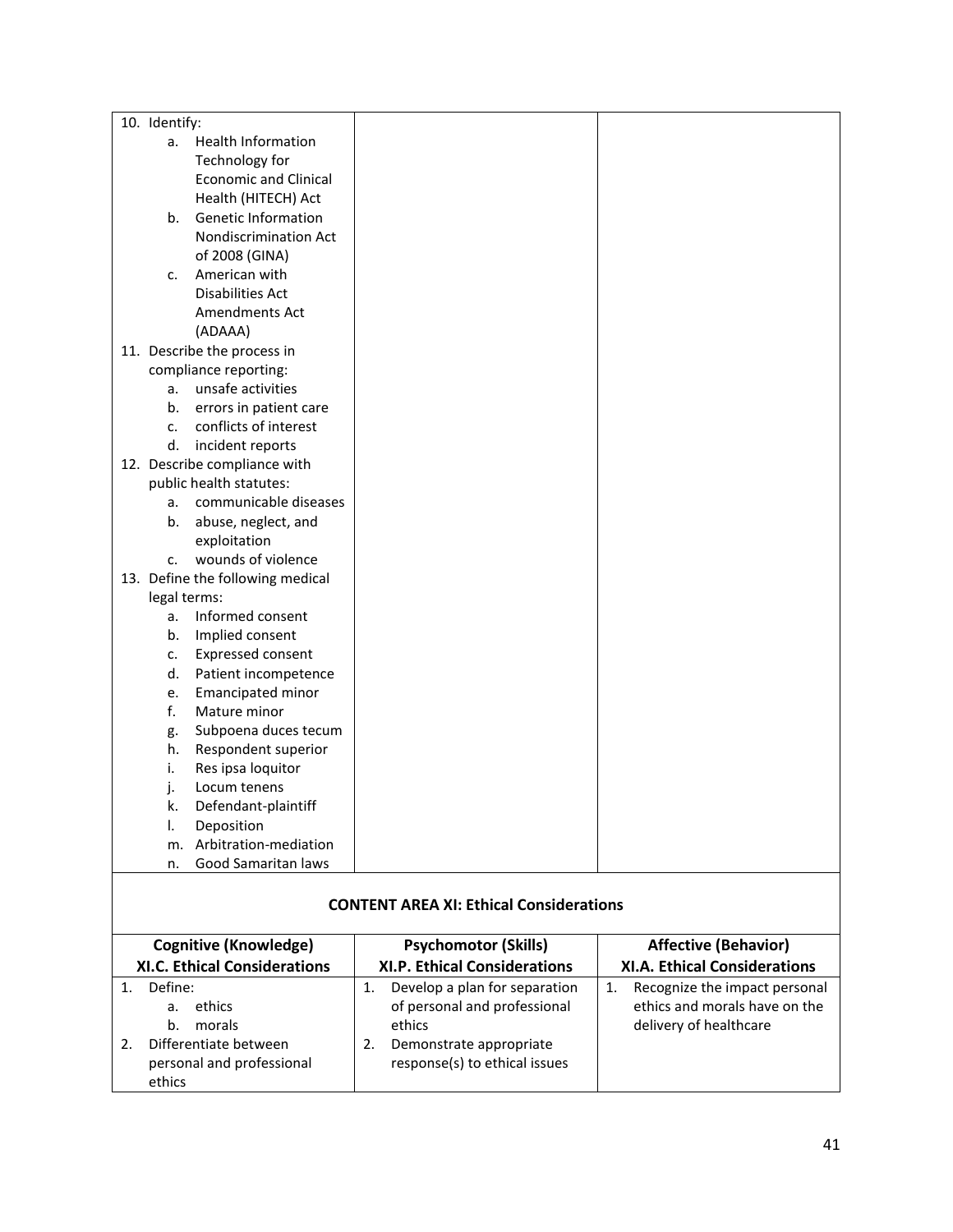| | | |
|---|---|---|
| 10. Identify:<br>a. Health Information Technology for Economic and Clinical Health (HITECH) Act<br>b. Genetic Information Nondiscrimination Act of 2008 (GINA)<br>c. American with Disabilities Act Amendments Act (ADAAA)<br>11. Describe the process in compliance reporting:<br>a. unsafe activities<br>b. errors in patient care<br>c. conflicts of interest<br>d. incident reports<br>12. Describe compliance with public health statutes:<br>a. communicable diseases<br>b. abuse, neglect, and exploitation<br>c. wounds of violence<br>13. Define the following medical legal terms:<br>a. Informed consent<br>b. Implied consent<br>c. Expressed consent<br>d. Patient incompetence<br>e. Emancipated minor<br>f. Mature minor<br>g. Subpoena duces tecum<br>h. Respondent superior<br>i. Res ipsa loquitor<br>j. Locum tenens<br>k. Defendant-plaintiff<br>l. Deposition<br>m. Arbitration-mediation<br>n. Good Samaritan laws | | |

**CONTENT AREA XI: Ethical Considerations**

| Cognitive (Knowledge)<br>XI.C. Ethical Considerations | Psychomotor (Skills)<br>XI.P. Ethical Considerations | Affective (Behavior)<br>XI.A. Ethical Considerations |
|---|---|---|
| 1. Define:<br>a. ethics<br>b. morals<br>2. Differentiate between personal and professional ethics | 1. Develop a plan for separation of personal and professional ethics<br>2. Demonstrate appropriate response(s) to ethical issues | 1. Recognize the impact personal ethics and morals have on the delivery of healthcare |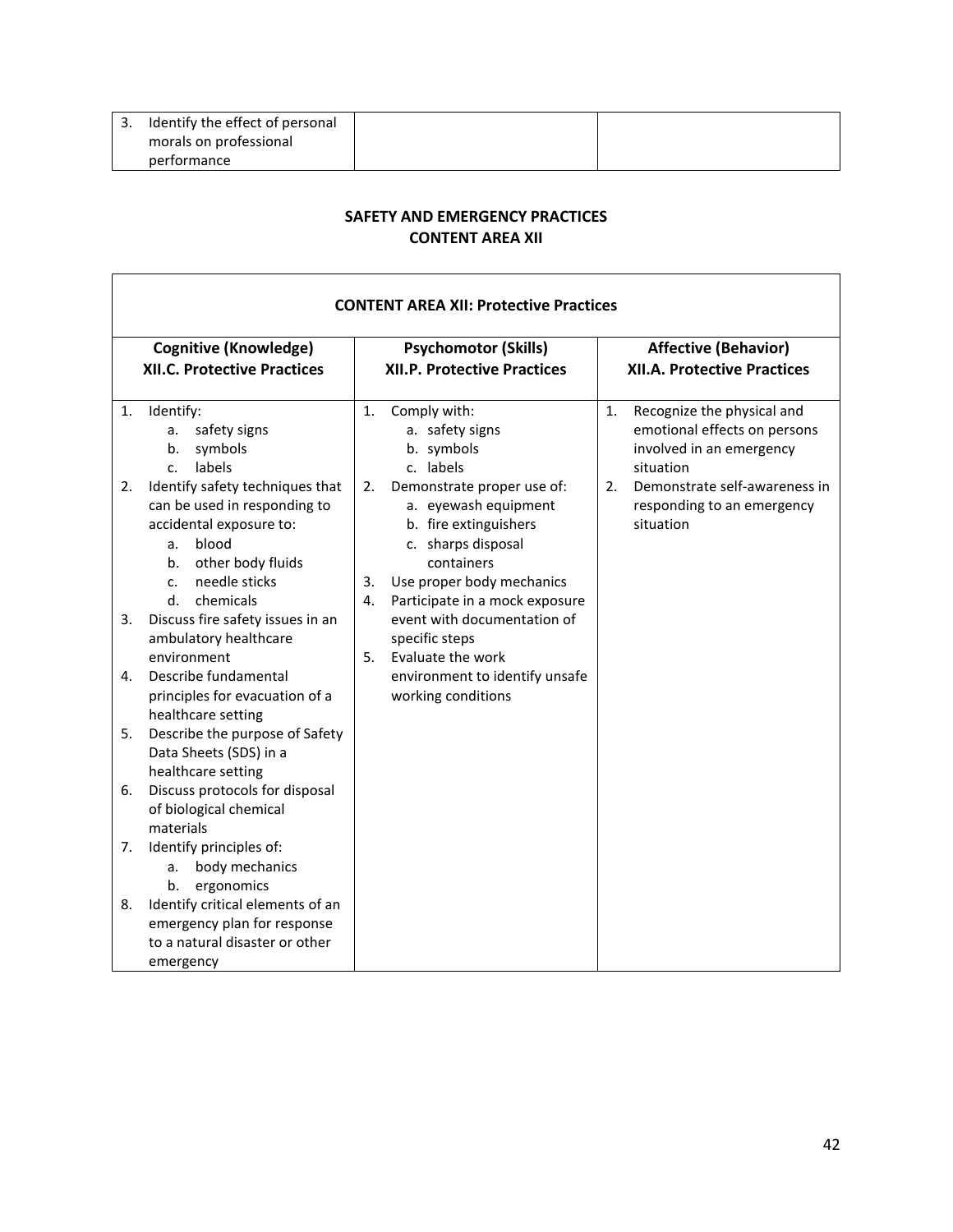| 3. Identify the effect of personal morals on professional performance | | |
|---|---|---|

## SAFETY AND EMERGENCY PRACTICES
## CONTENT AREA XII

| **CONTENT AREA XII: Protective Practices** | | |
|---|---|---|
| **Cognitive (Knowledge)**<br>**XII.C. Protective Practices** | **Psychomotor (Skills)**<br>**XII.P. Protective Practices** | **Affective (Behavior)**<br>**XII.A. Protective Practices** |
| 1. Identify:<br>a. safety signs<br>b. symbols<br>c. labels<br>2. Identify safety techniques that can be used in responding to accidental exposure to:<br>a. blood<br>b. other body fluids<br>c. needle sticks<br>d. chemicals<br>3. Discuss fire safety issues in an ambulatory healthcare environment<br>4. Describe fundamental principles for evacuation of a healthcare setting<br>5. Describe the purpose of Safety Data Sheets (SDS) in a healthcare setting<br>6. Discuss protocols for disposal of biological chemical materials<br>7. Identify principles of:<br>a. body mechanics<br>b. ergonomics<br>8. Identify critical elements of an emergency plan for response to a natural disaster or other emergency | 1. Comply with:<br>a. safety signs<br>b. symbols<br>c. labels<br>2. Demonstrate proper use of:<br>a. eyewash equipment<br>b. fire extinguishers<br>c. sharps disposal containers<br>3. Use proper body mechanics<br>4. Participate in a mock exposure event with documentation of specific steps<br>5. Evaluate the work environment to identify unsafe working conditions | 1. Recognize the physical and emotional effects on persons involved in an emergency situation<br>2. Demonstrate self-awareness in responding to an emergency situation |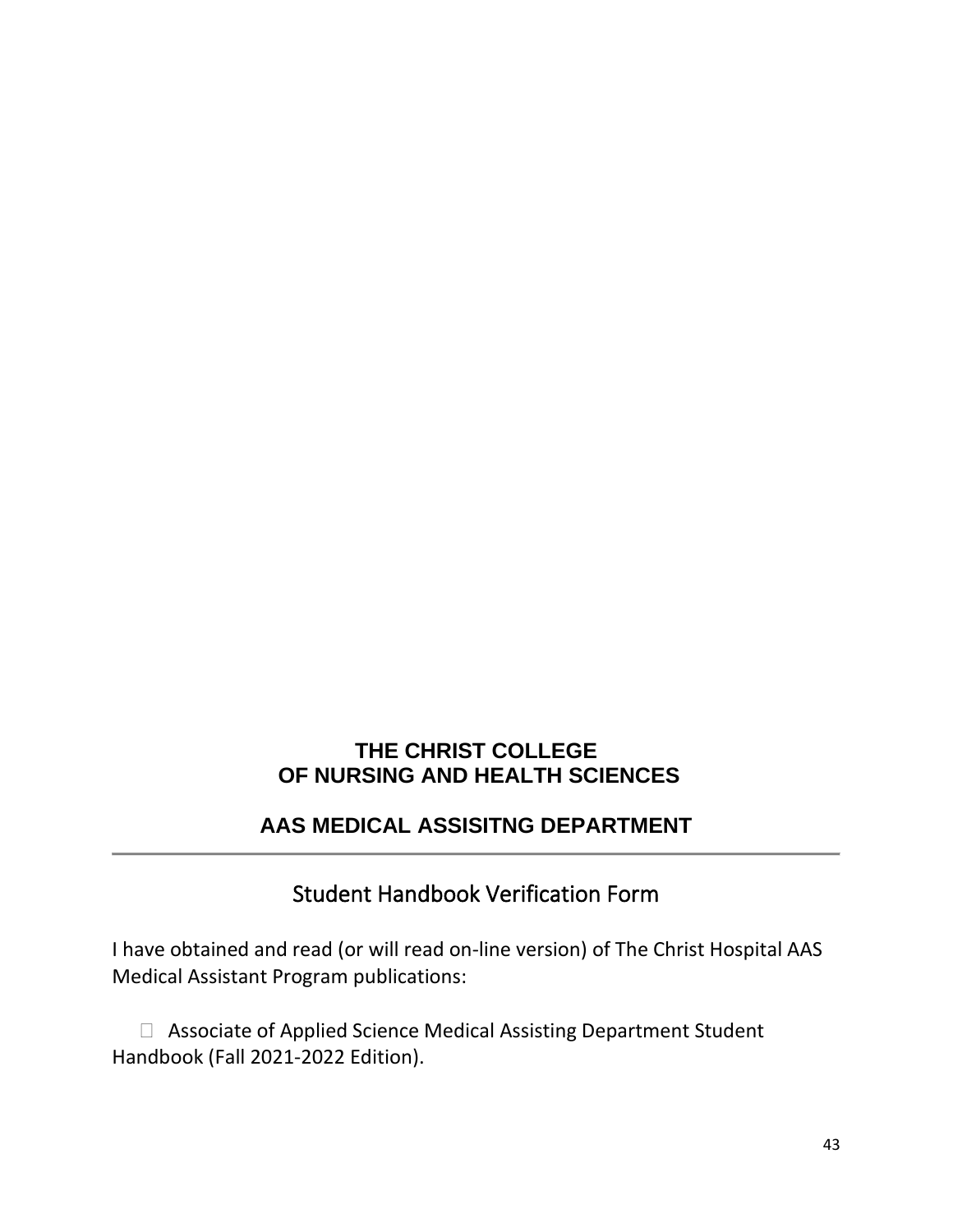**THE CHRIST COLLEGE**
**OF NURSING AND HEALTH SCIENCES**

**AAS MEDICAL ASSISITNG DEPARTMENT**

---

## Student Handbook Verification Form

I have obtained and read (or will read on-line version) of The Christ Hospital AAS Medical Assistant Program publications:

- ☐ Associate of Applied Science Medical Assisting Department Student Handbook (Fall 2021-2022 Edition).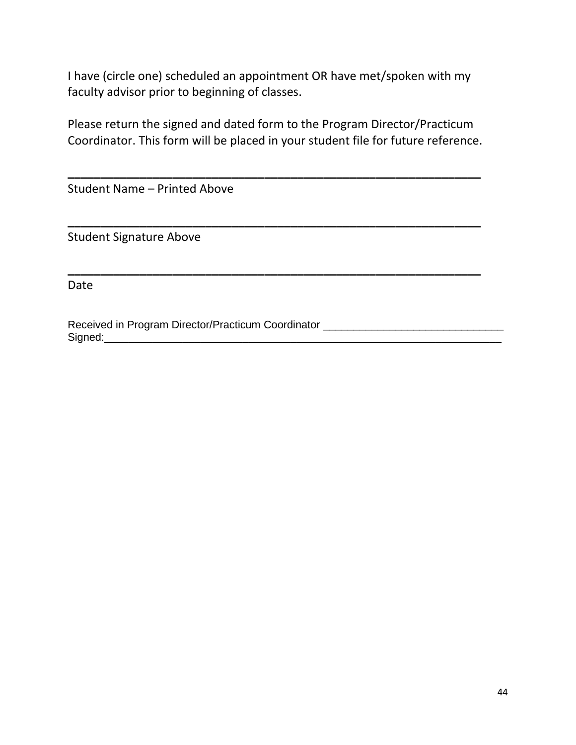I have (circle one) scheduled an appointment OR have met/spoken with my faculty advisor prior to beginning of classes.

Please return the signed and dated form to the Program Director/Practicum Coordinator. This form will be placed in your student file for future reference.

\_\_\_\_\_\_\_\_\_\_\_\_\_\_\_\_\_\_\_\_\_\_\_\_\_\_\_\_\_\_\_\_\_\_\_\_\_\_\_\_\_\_\_\_\_\_\_\_\_\_\_\_\_\_\_\_\_\_\_\_

Student Name – Printed Above

\_\_\_\_\_\_\_\_\_\_\_\_\_\_\_\_\_\_\_\_\_\_\_\_\_\_\_\_\_\_\_\_\_\_\_\_\_\_\_\_\_\_\_\_\_\_\_\_\_\_\_\_\_\_\_\_\_\_\_\_

Student Signature Above

\_\_\_\_\_\_\_\_\_\_\_\_\_\_\_\_\_\_\_\_\_\_\_\_\_\_\_\_\_\_\_\_\_\_\_\_\_\_\_\_\_\_\_\_\_\_\_\_\_\_\_\_\_\_\_\_\_\_\_\_

Date

Received in Program Director/Practicum Coordinator \_\_\_\_\_\_\_\_\_\_\_\_\_\_\_\_\_\_\_\_\_\_\_\_\_\_\_\_\_\_
Signed:\_\_\_\_\_\_\_\_\_\_\_\_\_\_\_\_\_\_\_\_\_\_\_\_\_\_\_\_\_\_\_\_\_\_\_\_\_\_\_\_\_\_\_\_\_\_\_\_\_\_\_\_\_\_\_\_\_\_\_\_\_\_\_\_\_\_\_\_